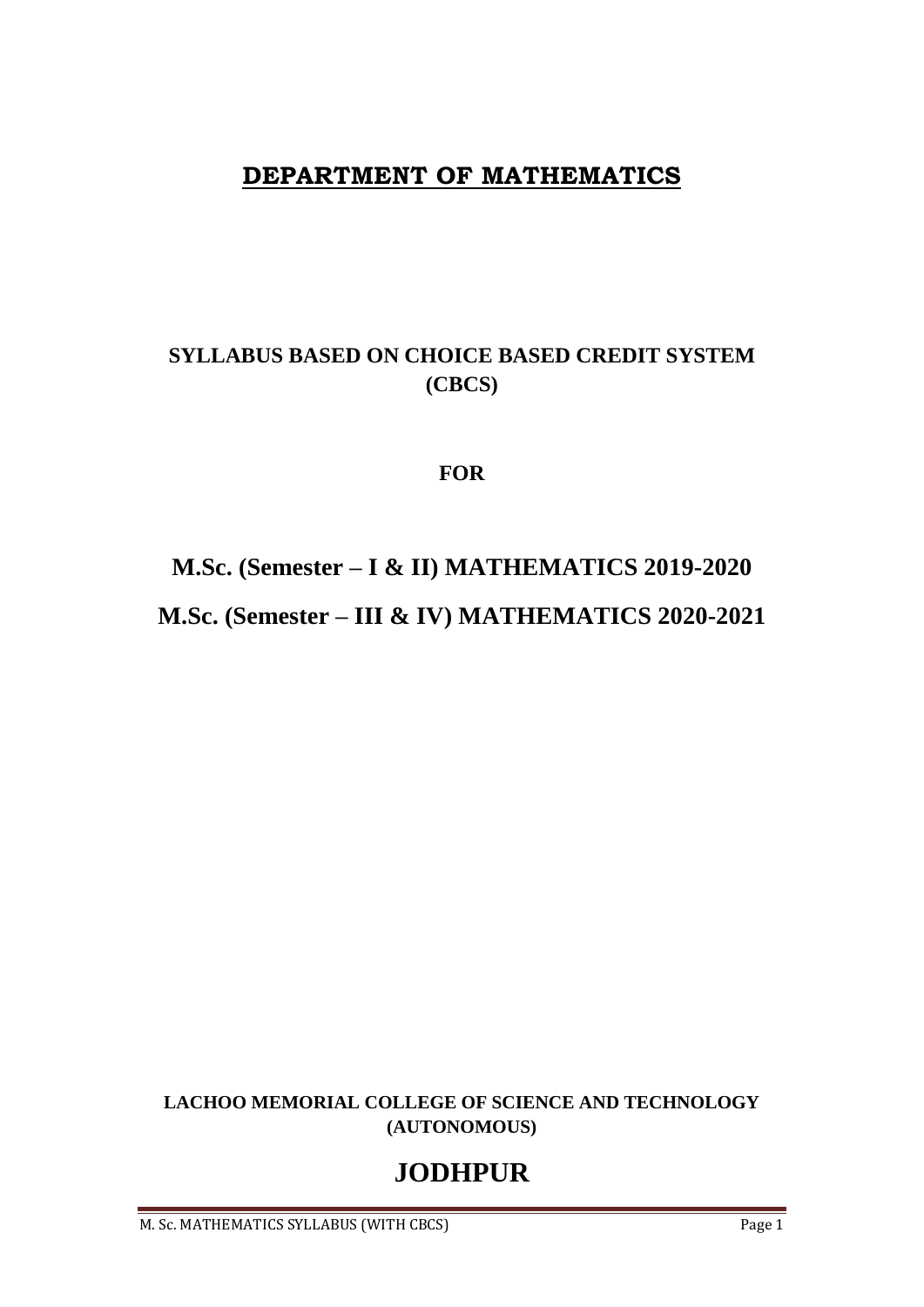# DEPARTMENT OF MATHEMATICS

## SYLLABUS BASED ON CHOICE BASED CREDIT SYSTEM (CBCS)

**FOR**

## M.Sc. (Semester – I & II) MATHEMATICS 2019-2020

## M.Sc. (Semester – III & IV) MATHEMATICS 2020-2021

**LACHOO MEMORIAL COLLEGE OF SCIENCE AND TECHNOLOGY (AUTONOMOUS)**

# JODHPUR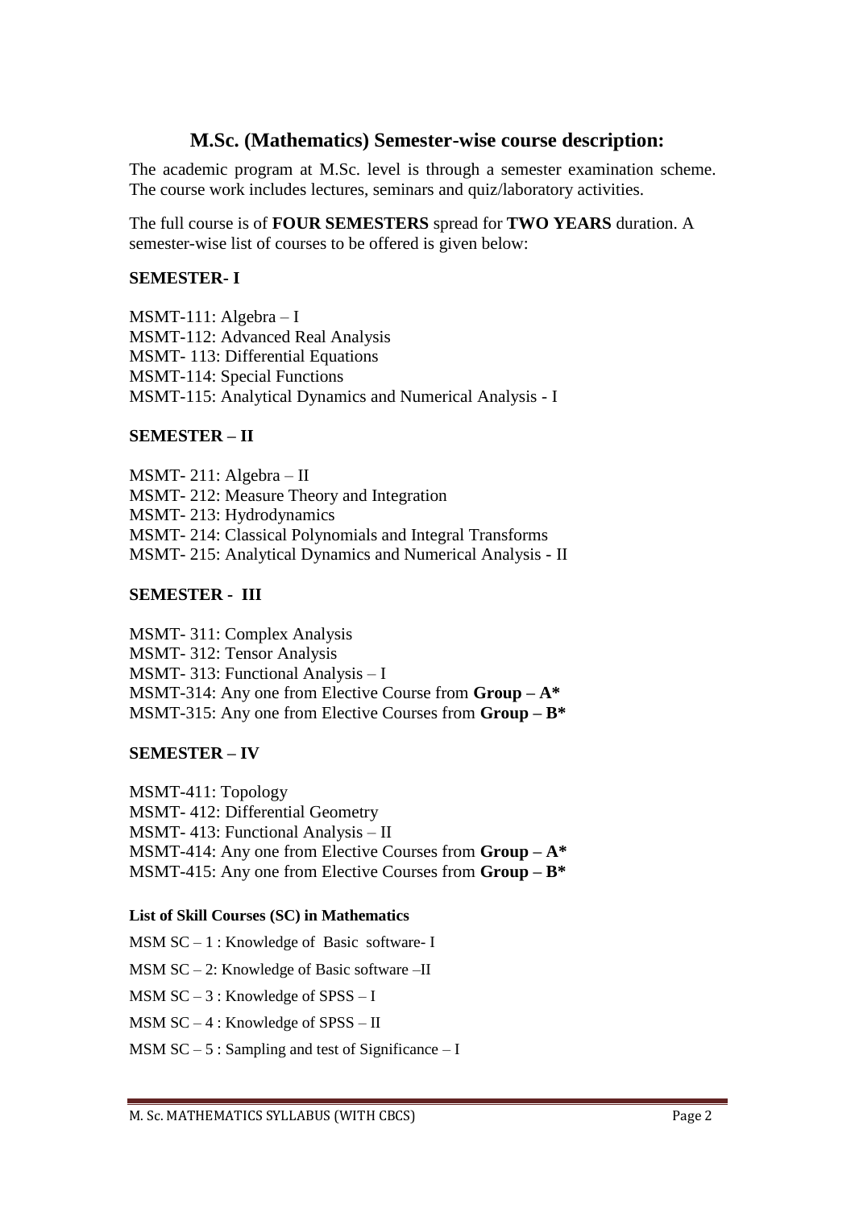## M.Sc. (Mathematics) Semester-wise course description:

The academic program at M.Sc. level is through a semester examination scheme. The course work includes lectures, seminars and quiz/laboratory activities.

The full course is of **FOUR SEMESTERS** spread for **TWO YEARS** duration. A semester-wise list of courses to be offered is given below:

### SEMESTER- I

MSMT-111: Algebra – I
MSMT-112: Advanced Real Analysis
MSMT- 113: Differential Equations
MSMT-114: Special Functions
MSMT-115: Analytical Dynamics and Numerical Analysis - I

### SEMESTER – II

MSMT- 211: Algebra – II
MSMT- 212: Measure Theory and Integration
MSMT- 213: Hydrodynamics
MSMT- 214: Classical Polynomials and Integral Transforms
MSMT- 215: Analytical Dynamics and Numerical Analysis - II

### SEMESTER - III

MSMT- 311: Complex Analysis
MSMT- 312: Tensor Analysis
MSMT- 313: Functional Analysis – I
MSMT-314: Any one from Elective Course from **Group – A***
MSMT-315: Any one from Elective Courses from **Group – B***

### SEMESTER – IV

MSMT-411: Topology
MSMT- 412: Differential Geometry
MSMT- 413: Functional Analysis – II
MSMT-414: Any one from Elective Courses from **Group – A***
MSMT-415: Any one from Elective Courses from **Group – B***

#### List of Skill Courses (SC) in Mathematics

MSM SC – 1 : Knowledge of Basic software- I

MSM SC – 2: Knowledge of Basic software –II

MSM SC – 3 : Knowledge of SPSS – I

MSM SC – 4 : Knowledge of SPSS – II

MSM SC – 5 : Sampling and test of Significance – I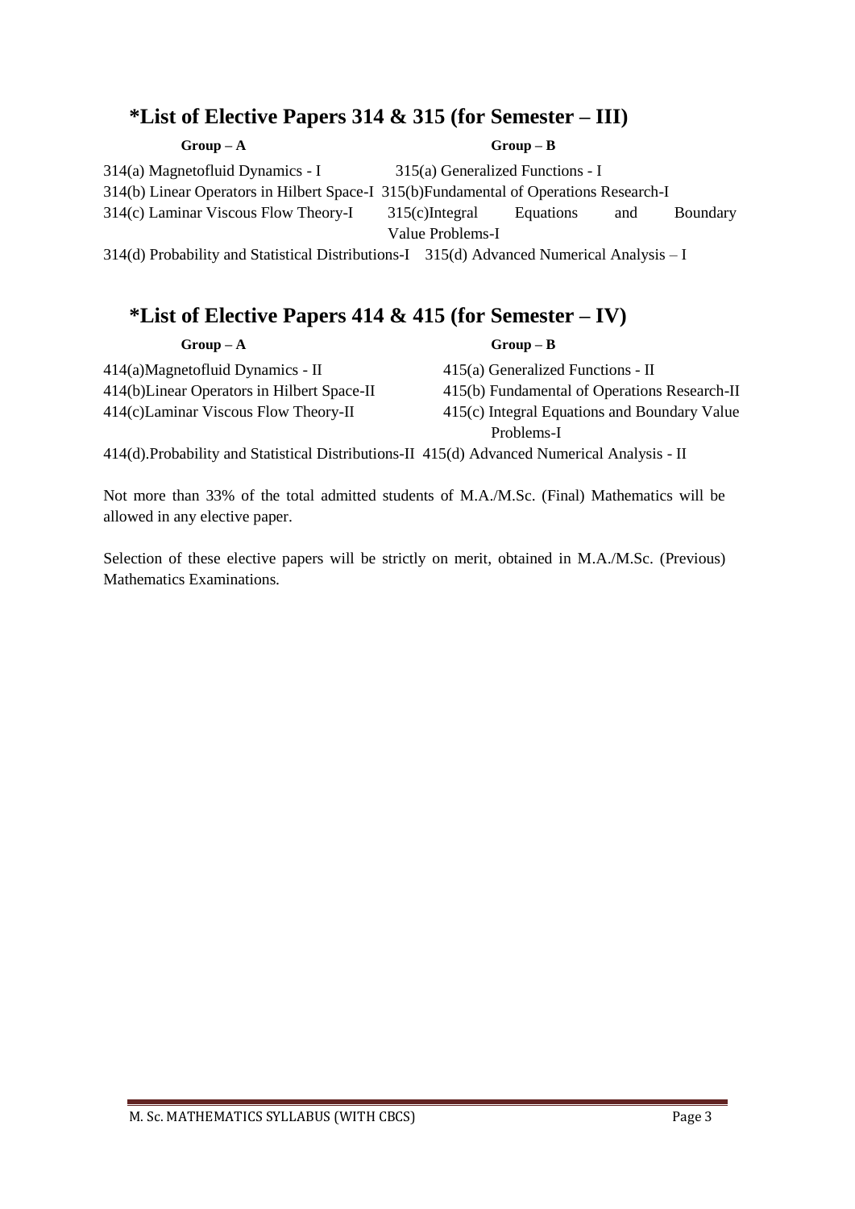## *List of Elective Papers 314 & 315 (for Semester – III)

| Group – A | Group – B |
| --- | --- |
| 314(a) Magnetofluid Dynamics - I | 315(a) Generalized Functions - I |
| 314(b) Linear Operators in Hilbert Space-I | 315(b)Fundamental of Operations Research-I |
| 314(c) Laminar Viscous Flow Theory-I | 315(c)Integral Equations and Boundary Value Problems-I |
| 314(d) Probability and Statistical Distributions-I | 315(d) Advanced Numerical Analysis – I |

## *List of Elective Papers 414 & 415 (for Semester – IV)

| Group – A | Group – B |
| --- | --- |
| 414(a)Magnetofluid Dynamics - II | 415(a) Generalized Functions - II |
| 414(b)Linear Operators in Hilbert Space-II | 415(b) Fundamental of Operations Research-II |
| 414(c)Laminar Viscous Flow Theory-II | 415(c) Integral Equations and Boundary Value Problems-I |
| 414(d).Probability and Statistical Distributions-II | 415(d) Advanced Numerical Analysis - II |

Not more than 33% of the total admitted students of M.A./M.Sc. (Final) Mathematics will be allowed in any elective paper.

Selection of these elective papers will be strictly on merit, obtained in M.A./M.Sc. (Previous) Mathematics Examinations.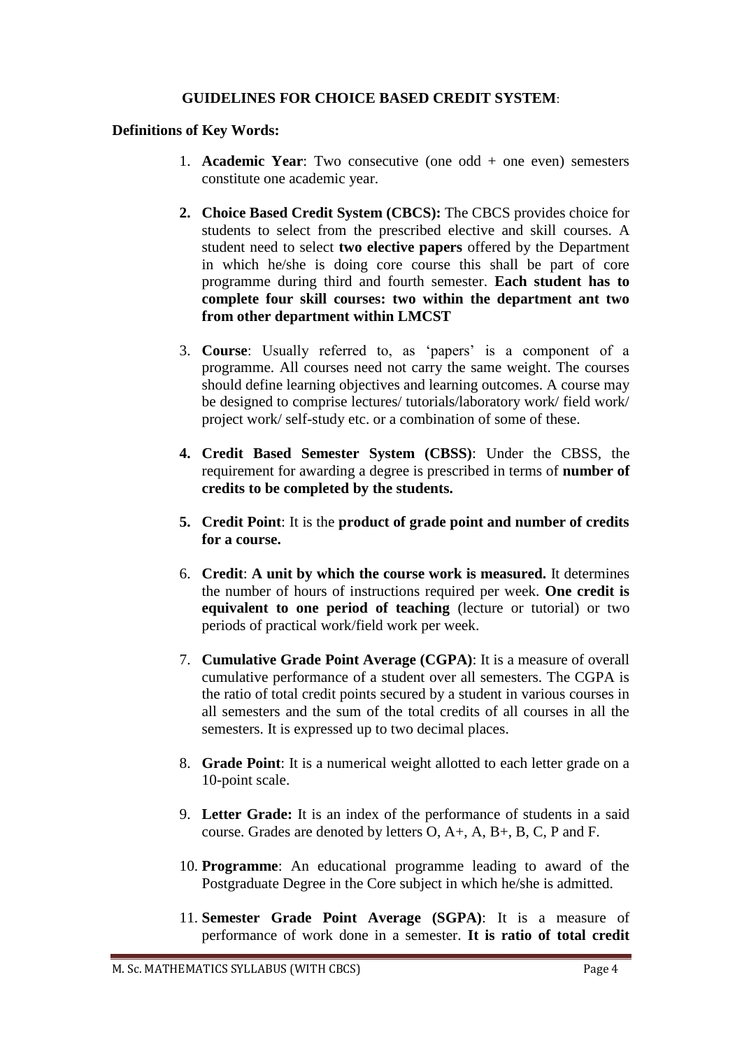## GUIDELINES FOR CHOICE BASED CREDIT SYSTEM:

**Definitions of Key Words:**

1. **Academic Year**: Two consecutive (one odd + one even) semesters constitute one academic year.

2. **Choice Based Credit System (CBCS):** The CBCS provides choice for students to select from the prescribed elective and skill courses. A student need to select **two elective papers** offered by the Department in which he/she is doing core course this shall be part of core programme during third and fourth semester. **Each student has to complete four skill courses: two within the department ant two from other department within LMCST**

3. **Course**: Usually referred to, as 'papers' is a component of a programme. All courses need not carry the same weight. The courses should define learning objectives and learning outcomes. A course may be designed to comprise lectures/ tutorials/laboratory work/ field work/ project work/ self-study etc. or a combination of some of these.

4. **Credit Based Semester System (CBSS)**: Under the CBSS, the requirement for awarding a degree is prescribed in terms of **number of credits to be completed by the students.**

5. **Credit Point**: It is the **product of grade point and number of credits for a course.**

6. **Credit**: **A unit by which the course work is measured.** It determines the number of hours of instructions required per week. **One credit is equivalent to one period of teaching** (lecture or tutorial) or two periods of practical work/field work per week.

7. **Cumulative Grade Point Average (CGPA)**: It is a measure of overall cumulative performance of a student over all semesters. The CGPA is the ratio of total credit points secured by a student in various courses in all semesters and the sum of the total credits of all courses in all the semesters. It is expressed up to two decimal places.

8. **Grade Point**: It is a numerical weight allotted to each letter grade on a 10-point scale.

9. **Letter Grade:** It is an index of the performance of students in a said course. Grades are denoted by letters O, A+, A, B+, B, C, P and F.

10. **Programme**: An educational programme leading to award of the Postgraduate Degree in the Core subject in which he/she is admitted.

11. **Semester Grade Point Average (SGPA)**: It is a measure of performance of work done in a semester. **It is ratio of total credit**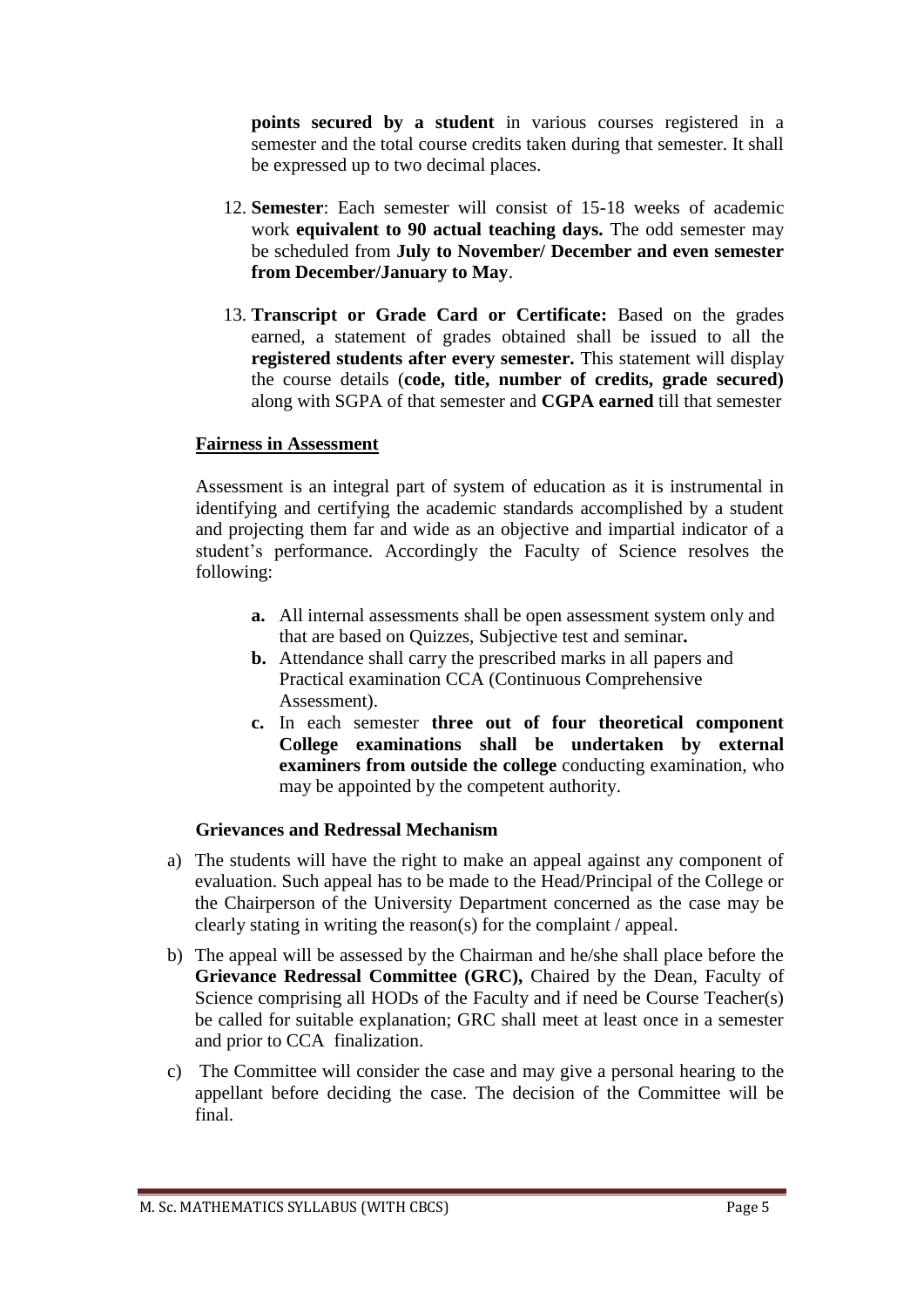**points secured by a student** in various courses registered in a semester and the total course credits taken during that semester. It shall be expressed up to two decimal places.

12. **Semester**: Each semester will consist of 15-18 weeks of academic work **equivalent to 90 actual teaching days.** The odd semester may be scheduled from **July to November/ December and even semester from December/January to May**.

13. **Transcript or Grade Card or Certificate:** Based on the grades earned, a statement of grades obtained shall be issued to all the **registered students after every semester.** This statement will display the course details (**code, title, number of credits, grade secured)** along with SGPA of that semester and **CGPA earned** till that semester

**<u>Fairness in Assessment</u>**

Assessment is an integral part of system of education as it is instrumental in identifying and certifying the academic standards accomplished by a student and projecting them far and wide as an objective and impartial indicator of a student's performance. Accordingly the Faculty of Science resolves the following:

- **a.** All internal assessments shall be open assessment system only and that are based on Quizzes, Subjective test and seminar**.**
- **b.** Attendance shall carry the prescribed marks in all papers and Practical examination CCA (Continuous Comprehensive Assessment).
- **c.** In each semester **three out of four theoretical component College examinations shall be undertaken by external examiners from outside the college** conducting examination, who may be appointed by the competent authority.

**Grievances and Redressal Mechanism**

a) The students will have the right to make an appeal against any component of evaluation. Such appeal has to be made to the Head/Principal of the College or the Chairperson of the University Department concerned as the case may be clearly stating in writing the reason(s) for the complaint / appeal.

b) The appeal will be assessed by the Chairman and he/she shall place before the **Grievance Redressal Committee (GRC),** Chaired by the Dean, Faculty of Science comprising all HODs of the Faculty and if need be Course Teacher(s) be called for suitable explanation; GRC shall meet at least once in a semester and prior to CCA finalization.

c) The Committee will consider the case and may give a personal hearing to the appellant before deciding the case. The decision of the Committee will be final.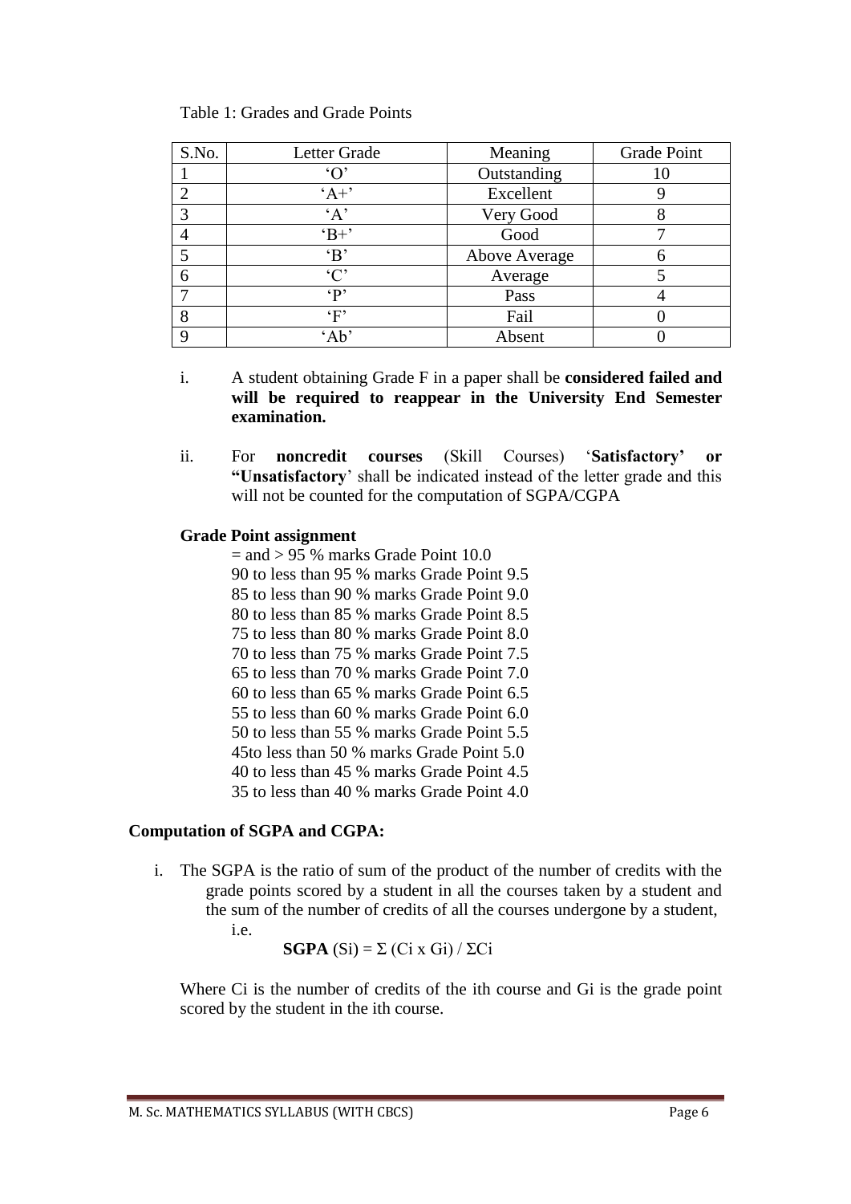Table 1: Grades and Grade Points

| S.No. | Letter Grade | Meaning | Grade Point |
|---|---|---|---|
| 1 | 'O' | Outstanding | 10 |
| 2 | 'A+' | Excellent | 9 |
| 3 | 'A' | Very Good | 8 |
| 4 | 'B+' | Good | 7 |
| 5 | 'B' | Above Average | 6 |
| 6 | 'C' | Average | 5 |
| 7 | 'P' | Pass | 4 |
| 8 | 'F' | Fail | 0 |
| 9 | 'Ab' | Absent | 0 |

i. A student obtaining Grade F in a paper shall be **considered failed and will be required to reappear in the University End Semester examination.**

ii. For **noncredit courses** (Skill Courses) '**Satisfactory' or "Unsatisfactory**' shall be indicated instead of the letter grade and this will not be counted for the computation of SGPA/CGPA

**Grade Point assignment**

= and > 95 % marks Grade Point 10.0
90 to less than 95 % marks Grade Point 9.5
85 to less than 90 % marks Grade Point 9.0
80 to less than 85 % marks Grade Point 8.5
75 to less than 80 % marks Grade Point 8.0
70 to less than 75 % marks Grade Point 7.5
65 to less than 70 % marks Grade Point 7.0
60 to less than 65 % marks Grade Point 6.5
55 to less than 60 % marks Grade Point 6.0
50 to less than 55 % marks Grade Point 5.5
45to less than 50 % marks Grade Point 5.0
40 to less than 45 % marks Grade Point 4.5
35 to less than 40 % marks Grade Point 4.0

**Computation of SGPA and CGPA:**

i. The SGPA is the ratio of sum of the product of the number of credits with the grade points scored by a student in all the courses taken by a student and the sum of the number of credits of all the courses undergone by a student, i.e.

$$\textbf{SGPA}\ (S_i) = \Sigma\ (C_i \times G_i)\ /\ \Sigma C_i$$

Where $C_i$ is the number of credits of the ith course and $G_i$ is the grade point scored by the student in the ith course.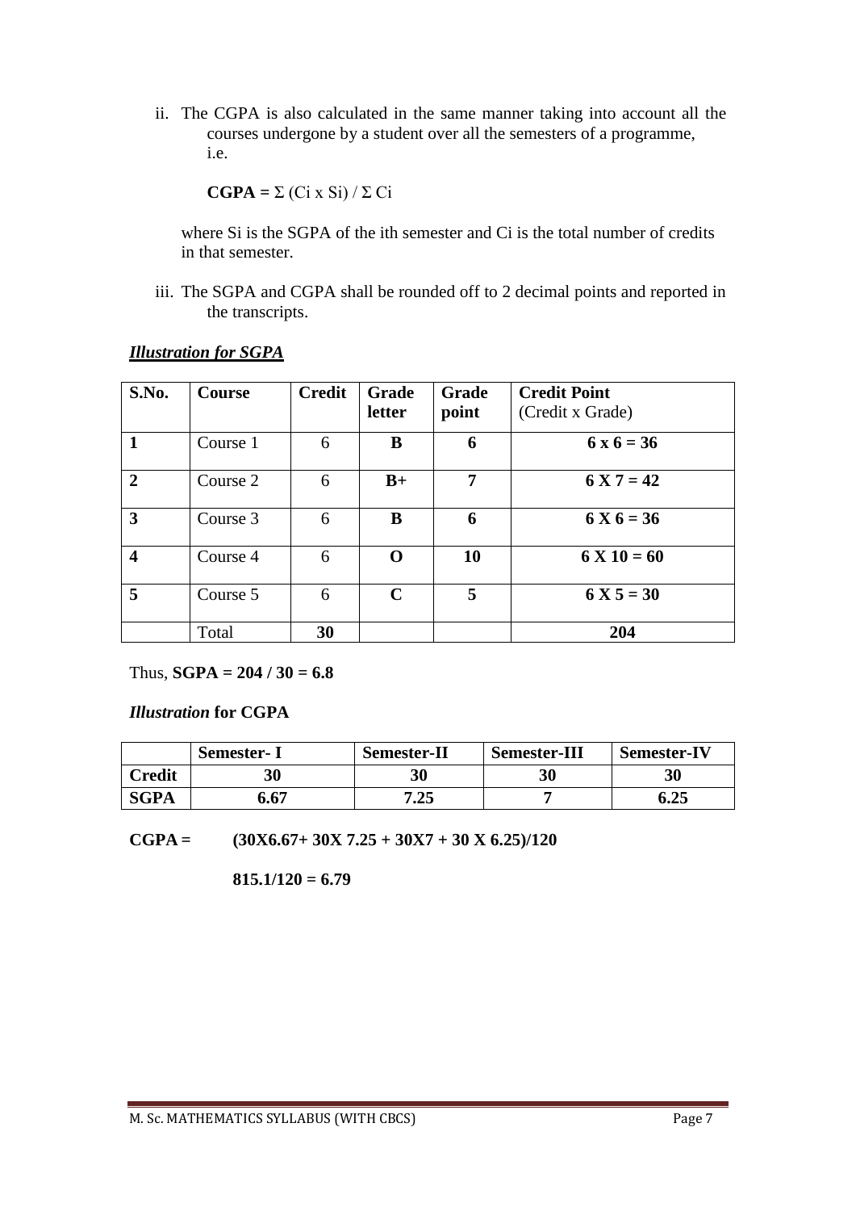ii. The CGPA is also calculated in the same manner taking into account all the courses undergone by a student over all the semesters of a programme, i.e.

**CGPA =** $\Sigma (C_i \times S_i) / \Sigma C_i$

where $S_i$ is the SGPA of the ith semester and $C_i$ is the total number of credits in that semester.

iii. The SGPA and CGPA shall be rounded off to 2 decimal points and reported in the transcripts.

***Illustration for SGPA***

| S.No. | Course | Credit | Grade letter | Grade point | Credit Point (Credit x Grade) |
|---|---|---|---|---|---|
| **1** | Course 1 | 6 | **B** | **6** | **6 x 6 = 36** |
| **2** | Course 2 | 6 | **B+** | **7** | **6 X 7 = 42** |
| **3** | Course 3 | 6 | **B** | **6** | **6 X 6 = 36** |
| **4** | Course 4 | 6 | **O** | **10** | **6 X 10 = 60** |
| **5** | Course 5 | 6 | **C** | **5** | **6 X 5 = 30** |
| | Total | **30** | | | **204** |

Thus, **SGPA = 204 / 30 = 6.8**

***Illustration* for CGPA**

| | Semester- I | Semester-II | Semester-III | Semester-IV |
|---|---|---|---|---|
| **Credit** | **30** | **30** | **30** | **30** |
| **SGPA** | **6.67** | **7.25** | **7** | **6.25** |

**CGPA = (30X6.67+ 30X 7.25 + 30X7 + 30 X 6.25)/120**

**815.1/120 = 6.79**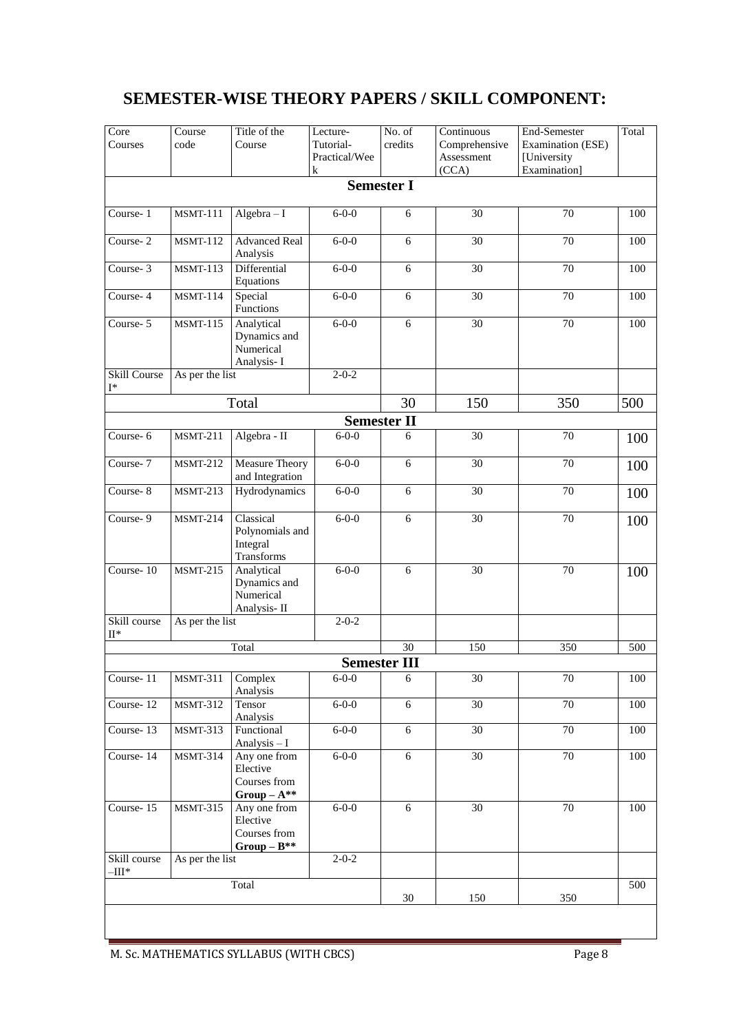# SEMESTER-WISE THEORY PAPERS / SKILL COMPONENT:

| Core Courses | Course code | Title of the Course | Lecture-Tutorial-Practical/Week | No. of credits | Continuous Comprehensive Assessment (CCA) | End-Semester Examination (ESE) [University Examination] | Total |
|---|---|---|---|---|---|---|---|
| **Semester I** | | | | | | | |
| Course- 1 | MSMT-111 | Algebra – I | 6-0-0 | 6 | 30 | 70 | 100 |
| Course- 2 | MSMT-112 | Advanced Real Analysis | 6-0-0 | 6 | 30 | 70 | 100 |
| Course- 3 | MSMT-113 | Differential Equations | 6-0-0 | 6 | 30 | 70 | 100 |
| Course- 4 | MSMT-114 | Special Functions | 6-0-0 | 6 | 30 | 70 | 100 |
| Course- 5 | MSMT-115 | Analytical Dynamics and Numerical Analysis- I | 6-0-0 | 6 | 30 | 70 | 100 |
| Skill Course I* | As per the list | | 2-0-2 | | | | |
| Total | | | | 30 | 150 | 350 | 500 |
| **Semester II** | | | | | | | |
| Course- 6 | MSMT-211 | Algebra - II | 6-0-0 | 6 | 30 | 70 | 100 |
| Course- 7 | MSMT-212 | Measure Theory and Integration | 6-0-0 | 6 | 30 | 70 | 100 |
| Course- 8 | MSMT-213 | Hydrodynamics | 6-0-0 | 6 | 30 | 70 | 100 |
| Course- 9 | MSMT-214 | Classical Polynomials and Integral Transforms | 6-0-0 | 6 | 30 | 70 | 100 |
| Course- 10 | MSMT-215 | Analytical Dynamics and Numerical Analysis- II | 6-0-0 | 6 | 30 | 70 | 100 |
| Skill course II* | As per the list | | 2-0-2 | | | | |
| Total | | | | 30 | 150 | 350 | 500 |
| **Semester III** | | | | | | | |
| Course- 11 | MSMT-311 | Complex Analysis | 6-0-0 | 6 | 30 | 70 | 100 |
| Course- 12 | MSMT-312 | Tensor Analysis | 6-0-0 | 6 | 30 | 70 | 100 |
| Course- 13 | MSMT-313 | Functional Analysis – I | 6-0-0 | 6 | 30 | 70 | 100 |
| Course- 14 | MSMT-314 | Any one from Elective Courses from **Group – A**** | 6-0-0 | 6 | 30 | 70 | 100 |
| Course- 15 | MSMT-315 | Any one from Elective Courses from **Group – B**** | 6-0-0 | 6 | 30 | 70 | 100 |
| Skill course –III* | As per the list | | 2-0-2 | | | | |
| Total | | | | 30 | 150 | 350 | 500 |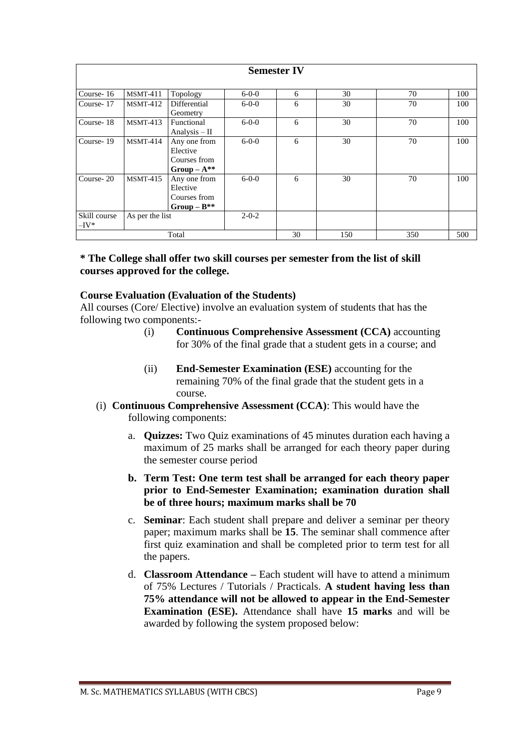| Semester IV | | | | | | | |
|---|---|---|---|---|---|---|---|
| Course- 16 | MSMT-411 | Topology | 6-0-0 | 6 | 30 | 70 | 100 |
| Course- 17 | MSMT-412 | Differential Geometry | 6-0-0 | 6 | 30 | 70 | 100 |
| Course- 18 | MSMT-413 | Functional Analysis – II | 6-0-0 | 6 | 30 | 70 | 100 |
| Course- 19 | MSMT-414 | Any one from Elective Courses from **Group – A**** | 6-0-0 | 6 | 30 | 70 | 100 |
| Course- 20 | MSMT-415 | Any one from Elective Courses from **Group – B**** | 6-0-0 | 6 | 30 | 70 | 100 |
| Skill course –IV* | As per the list | | 2-0-2 | | | | |
| Total | | | | 30 | 150 | 350 | 500 |

**\* The College shall offer two skill courses per semester from the list of skill courses approved for the college.**

**Course Evaluation (Evaluation of the Students)**

All courses (Core/ Elective) involve an evaluation system of students that has the following two components:-

(i) **Continuous Comprehensive Assessment (CCA)** accounting for 30% of the final grade that a student gets in a course; and

(ii) **End-Semester Examination (ESE)** accounting for the remaining 70% of the final grade that the student gets in a course.

(i) **Continuous Comprehensive Assessment (CCA)**: This would have the following components:

a. **Quizzes:** Two Quiz examinations of 45 minutes duration each having a maximum of 25 marks shall be arranged for each theory paper during the semester course period

b. **Term Test: One term test shall be arranged for each theory paper prior to End-Semester Examination; examination duration shall be of three hours; maximum marks shall be 70**

c. **Seminar**: Each student shall prepare and deliver a seminar per theory paper; maximum marks shall be **15**. The seminar shall commence after first quiz examination and shall be completed prior to term test for all the papers.

d. **Classroom Attendance –** Each student will have to attend a minimum of 75% Lectures / Tutorials / Practicals. **A student having less than 75% attendance will not be allowed to appear in the End-Semester Examination (ESE).** Attendance shall have **15 marks** and will be awarded by following the system proposed below: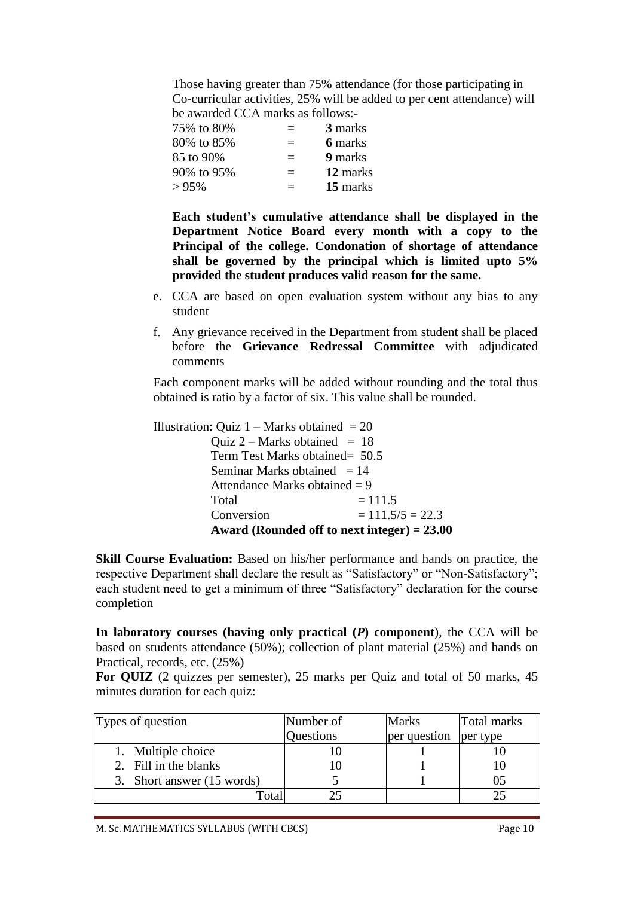Those having greater than 75% attendance (for those participating in Co-curricular activities, 25% will be added to per cent attendance) will be awarded CCA marks as follows:-

| | | |
|---|---|---|
| 75% to 80% | = | **3** marks |
| 80% to 85% | = | **6** marks |
| 85 to 90% | = | **9** marks |
| 90% to 95% | = | **12** marks |
| > 95% | = | **15** marks |

**Each student's cumulative attendance shall be displayed in the Department Notice Board every month with a copy to the Principal of the college. Condonation of shortage of attendance shall be governed by the principal which is limited upto 5% provided the student produces valid reason for the same.**

e. CCA are based on open evaluation system without any bias to any student

f. Any grievance received in the Department from student shall be placed before the **Grievance Redressal Committee** with adjudicated comments

Each component marks will be added without rounding and the total thus obtained is ratio by a factor of six. This value shall be rounded.

Illustration: Quiz 1 – Marks obtained = 20
Quiz 2 – Marks obtained = 18
Term Test Marks obtained= 50.5
Seminar Marks obtained = 14
Attendance Marks obtained = 9
Total = 111.5
Conversion = 111.5/5 = 22.3
**Award (Rounded off to next integer) = 23.00**

**Skill Course Evaluation:** Based on his/her performance and hands on practice, the respective Department shall declare the result as "Satisfactory" or "Non-Satisfactory"; each student need to get a minimum of three "Satisfactory" declaration for the course completion

**In laboratory courses (having only practical (*P*) component**), the CCA will be based on students attendance (50%); collection of plant material (25%) and hands on Practical, records, etc. (25%)

**For QUIZ** (2 quizzes per semester), 25 marks per Quiz and total of 50 marks, 45 minutes duration for each quiz:

| Types of question | Number of Questions | Marks per question | Total marks per type |
|---|---|---|---|
| 1. Multiple choice | 10 | 1 | 10 |
| 2. Fill in the blanks | 10 | 1 | 10 |
| 3. Short answer (15 words) | 5 | 1 | 05 |
| Total | 25 | | 25 |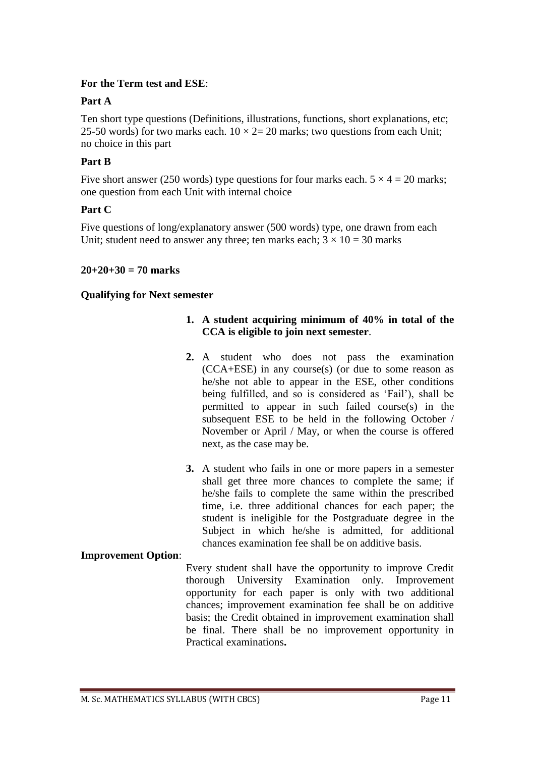**For the Term test and ESE**:

**Part A**

Ten short type questions (Definitions, illustrations, functions, short explanations, etc; 25-50 words) for two marks each. $10 \times 2 = 20$ marks; two questions from each Unit; no choice in this part

**Part B**

Five short answer (250 words) type questions for four marks each. $5 \times 4 = 20$ marks; one question from each Unit with internal choice

**Part C**

Five questions of long/explanatory answer (500 words) type, one drawn from each Unit; student need to answer any three; ten marks each; $3 \times 10 = 30$ marks

**20+20+30 = 70 marks**

**Qualifying for Next semester**

1. **A student acquiring minimum of 40% in total of the CCA is eligible to join next semester**.
2. A student who does not pass the examination (CCA+ESE) in any course(s) (or due to some reason as he/she not able to appear in the ESE, other conditions being fulfilled, and so is considered as 'Fail'), shall be permitted to appear in such failed course(s) in the subsequent ESE to be held in the following October / November or April / May, or when the course is offered next, as the case may be.
3. A student who fails in one or more papers in a semester shall get three more chances to complete the same; if he/she fails to complete the same within the prescribed time, i.e. three additional chances for each paper; the student is ineligible for the Postgraduate degree in the Subject in which he/she is admitted, for additional chances examination fee shall be on additive basis.

**Improvement Option**:

Every student shall have the opportunity to improve Credit thorough University Examination only. Improvement opportunity for each paper is only with two additional chances; improvement examination fee shall be on additive basis; the Credit obtained in improvement examination shall be final. There shall be no improvement opportunity in Practical examinations**.**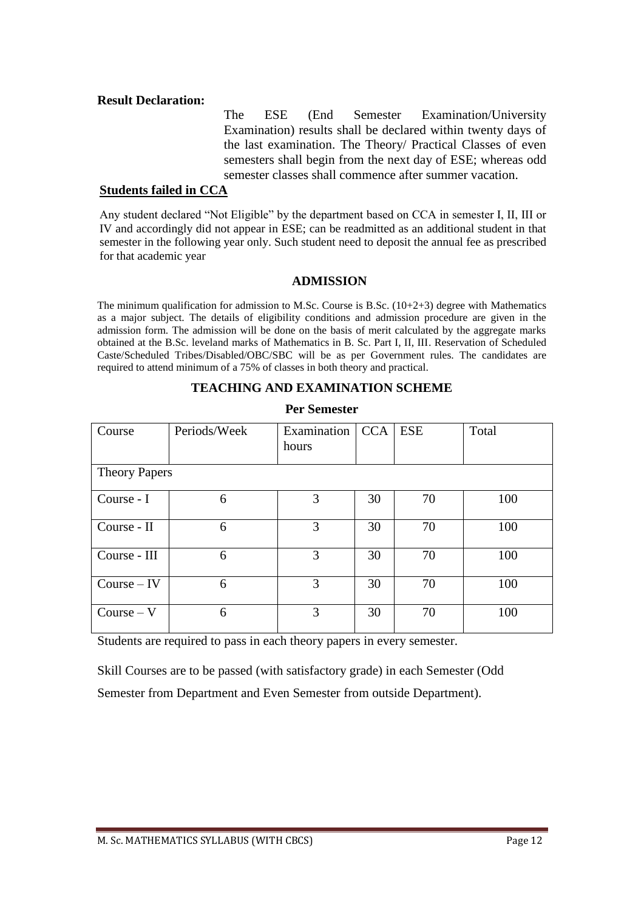**Result Declaration:**

The ESE (End Semester Examination/University Examination) results shall be declared within twenty days of the last examination. The Theory/ Practical Classes of even semesters shall begin from the next day of ESE; whereas odd semester classes shall commence after summer vacation.

**Students failed in CCA**

Any student declared "Not Eligible" by the department based on CCA in semester I, II, III or IV and accordingly did not appear in ESE; can be readmitted as an additional student in that semester in the following year only. Such student need to deposit the annual fee as prescribed for that academic year

## ADMISSION

The minimum qualification for admission to M.Sc. Course is B.Sc. (10+2+3) degree with Mathematics as a major subject. The details of eligibility conditions and admission procedure are given in the admission form. The admission will be done on the basis of merit calculated by the aggregate marks obtained at the B.Sc. leveland marks of Mathematics in B. Sc. Part I, II, III. Reservation of Scheduled Caste/Scheduled Tribes/Disabled/OBC/SBC will be as per Government rules. The candidates are required to attend minimum of a 75% of classes in both theory and practical.

## TEACHING AND EXAMINATION SCHEME

**Per Semester**

| Course | Periods/Week | Examination hours | CCA | ESE | Total |
|---|---|---|---|---|---|
| Theory Papers | | | | | |
| Course - I | 6 | 3 | 30 | 70 | 100 |
| Course - II | 6 | 3 | 30 | 70 | 100 |
| Course - III | 6 | 3 | 30 | 70 | 100 |
| Course – IV | 6 | 3 | 30 | 70 | 100 |
| Course – V | 6 | 3 | 30 | 70 | 100 |

Students are required to pass in each theory papers in every semester.

Skill Courses are to be passed (with satisfactory grade) in each Semester (Odd Semester from Department and Even Semester from outside Department).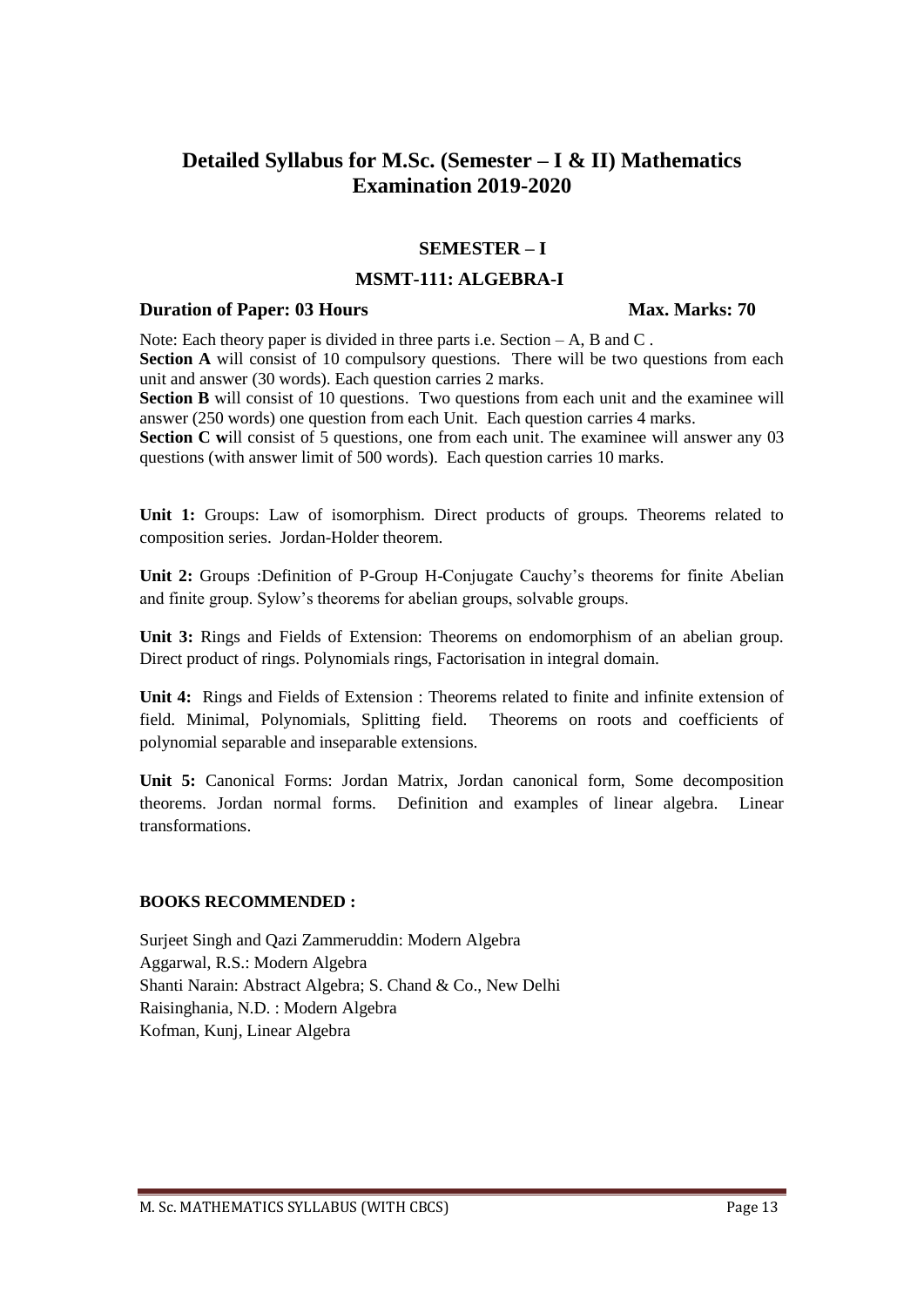# Detailed Syllabus for M.Sc. (Semester – I & II) Mathematics Examination 2019-2020

## SEMESTER – I

### MSMT-111: ALGEBRA-I

**Duration of Paper: 03 Hours** **Max. Marks: 70**

Note: Each theory paper is divided in three parts i.e. Section – A, B and C .

**Section A** will consist of 10 compulsory questions. There will be two questions from each unit and answer (30 words). Each question carries 2 marks.

**Section B** will consist of 10 questions. Two questions from each unit and the examinee will answer (250 words) one question from each Unit. Each question carries 4 marks.

**Section C w**ill consist of 5 questions, one from each unit. The examinee will answer any 03 questions (with answer limit of 500 words). Each question carries 10 marks.

**Unit 1:** Groups: Law of isomorphism. Direct products of groups. Theorems related to composition series. Jordan-Holder theorem.

**Unit 2:** Groups :Definition of P-Group H-Conjugate Cauchy's theorems for finite Abelian and finite group. Sylow's theorems for abelian groups, solvable groups.

**Unit 3:** Rings and Fields of Extension: Theorems on endomorphism of an abelian group. Direct product of rings. Polynomials rings, Factorisation in integral domain.

**Unit 4:** Rings and Fields of Extension : Theorems related to finite and infinite extension of field. Minimal, Polynomials, Splitting field. Theorems on roots and coefficients of polynomial separable and inseparable extensions.

**Unit 5:** Canonical Forms: Jordan Matrix, Jordan canonical form, Some decomposition theorems. Jordan normal forms. Definition and examples of linear algebra. Linear transformations.

**BOOKS RECOMMENDED :**

Surjeet Singh and Qazi Zammeruddin: Modern Algebra
Aggarwal, R.S.: Modern Algebra
Shanti Narain: Abstract Algebra; S. Chand & Co., New Delhi
Raisinghania, N.D. : Modern Algebra
Kofman, Kunj, Linear Algebra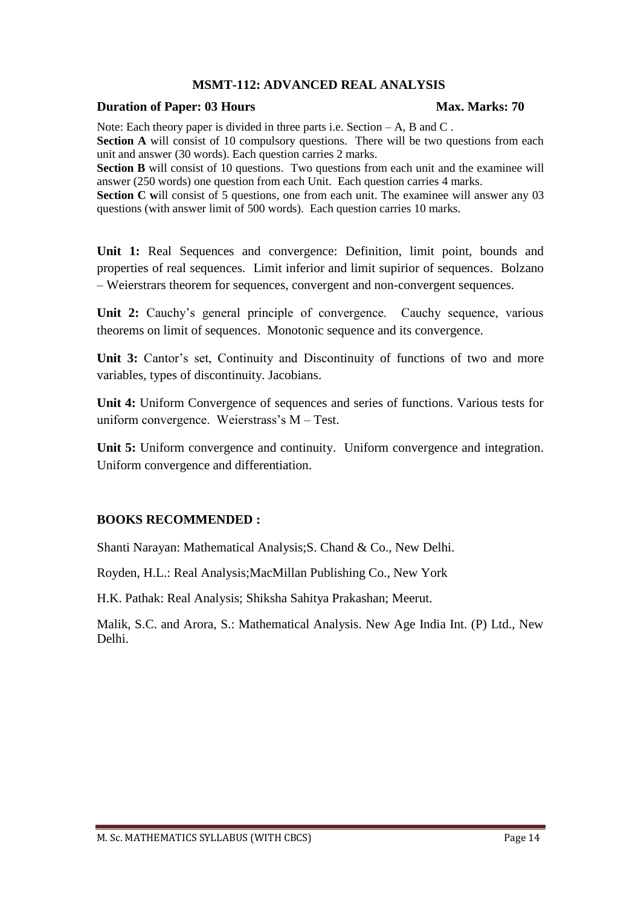## MSMT-112: ADVANCED REAL ANALYSIS

**Duration of Paper: 03 Hours** **Max. Marks: 70**

Note: Each theory paper is divided in three parts i.e. Section – A, B and C .
**Section A** will consist of 10 compulsory questions. There will be two questions from each unit and answer (30 words). Each question carries 2 marks.
**Section B** will consist of 10 questions. Two questions from each unit and the examinee will answer (250 words) one question from each Unit. Each question carries 4 marks.
**Section C w**ill consist of 5 questions, one from each unit. The examinee will answer any 03 questions (with answer limit of 500 words). Each question carries 10 marks.

**Unit 1:** Real Sequences and convergence: Definition, limit point, bounds and properties of real sequences. Limit inferior and limit supirior of sequences. Bolzano – Weierstrars theorem for sequences, convergent and non-convergent sequences.

**Unit 2:** Cauchy's general principle of convergence. Cauchy sequence, various theorems on limit of sequences. Monotonic sequence and its convergence.

**Unit 3:** Cantor's set, Continuity and Discontinuity of functions of two and more variables, types of discontinuity. Jacobians.

**Unit 4:** Uniform Convergence of sequences and series of functions. Various tests for uniform convergence. Weierstrass's M – Test.

**Unit 5:** Uniform convergence and continuity. Uniform convergence and integration. Uniform convergence and differentiation.

**BOOKS RECOMMENDED :**

Shanti Narayan: Mathematical Analysis;S. Chand & Co., New Delhi.

Royden, H.L.: Real Analysis;MacMillan Publishing Co., New York

H.K. Pathak: Real Analysis; Shiksha Sahitya Prakashan; Meerut.

Malik, S.C. and Arora, S.: Mathematical Analysis. New Age India Int. (P) Ltd., New Delhi.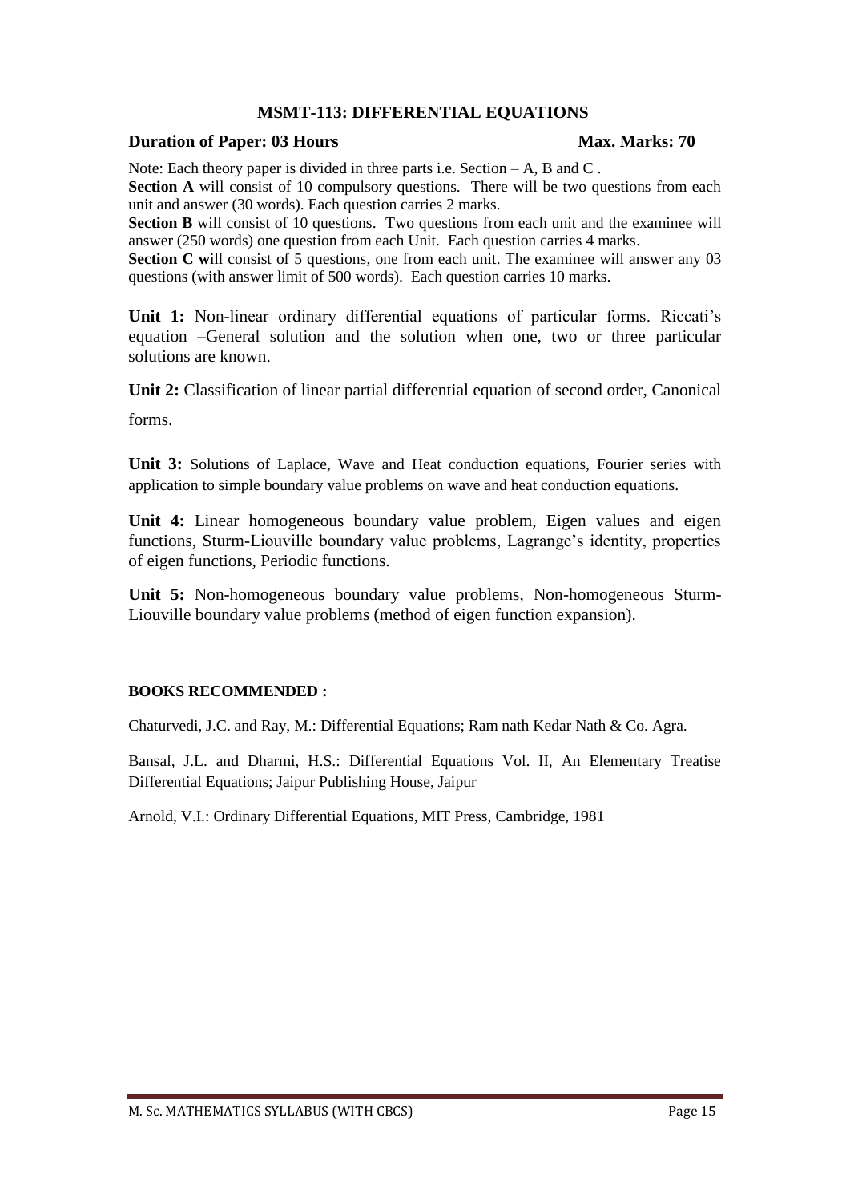## MSMT-113: DIFFERENTIAL EQUATIONS

**Duration of Paper: 03 Hours** **Max. Marks: 70**

Note: Each theory paper is divided in three parts i.e. Section – A, B and C .

**Section A** will consist of 10 compulsory questions. There will be two questions from each unit and answer (30 words). Each question carries 2 marks.

**Section B** will consist of 10 questions. Two questions from each unit and the examinee will answer (250 words) one question from each Unit. Each question carries 4 marks.

**Section C w**ill consist of 5 questions, one from each unit. The examinee will answer any 03 questions (with answer limit of 500 words). Each question carries 10 marks.

**Unit 1:** Non-linear ordinary differential equations of particular forms. Riccati's equation –General solution and the solution when one, two or three particular solutions are known.

**Unit 2:** Classification of linear partial differential equation of second order, Canonical forms.

**Unit 3:** Solutions of Laplace, Wave and Heat conduction equations, Fourier series with application to simple boundary value problems on wave and heat conduction equations.

**Unit 4:** Linear homogeneous boundary value problem, Eigen values and eigen functions, Sturm-Liouville boundary value problems, Lagrange's identity, properties of eigen functions, Periodic functions.

**Unit 5:** Non-homogeneous boundary value problems, Non-homogeneous Sturm-Liouville boundary value problems (method of eigen function expansion).

**BOOKS RECOMMENDED :**

Chaturvedi, J.C. and Ray, M.: Differential Equations; Ram nath Kedar Nath & Co. Agra.

Bansal, J.L. and Dharmi, H.S.: Differential Equations Vol. II, An Elementary Treatise Differential Equations; Jaipur Publishing House, Jaipur

Arnold, V.I.: Ordinary Differential Equations, MIT Press, Cambridge, 1981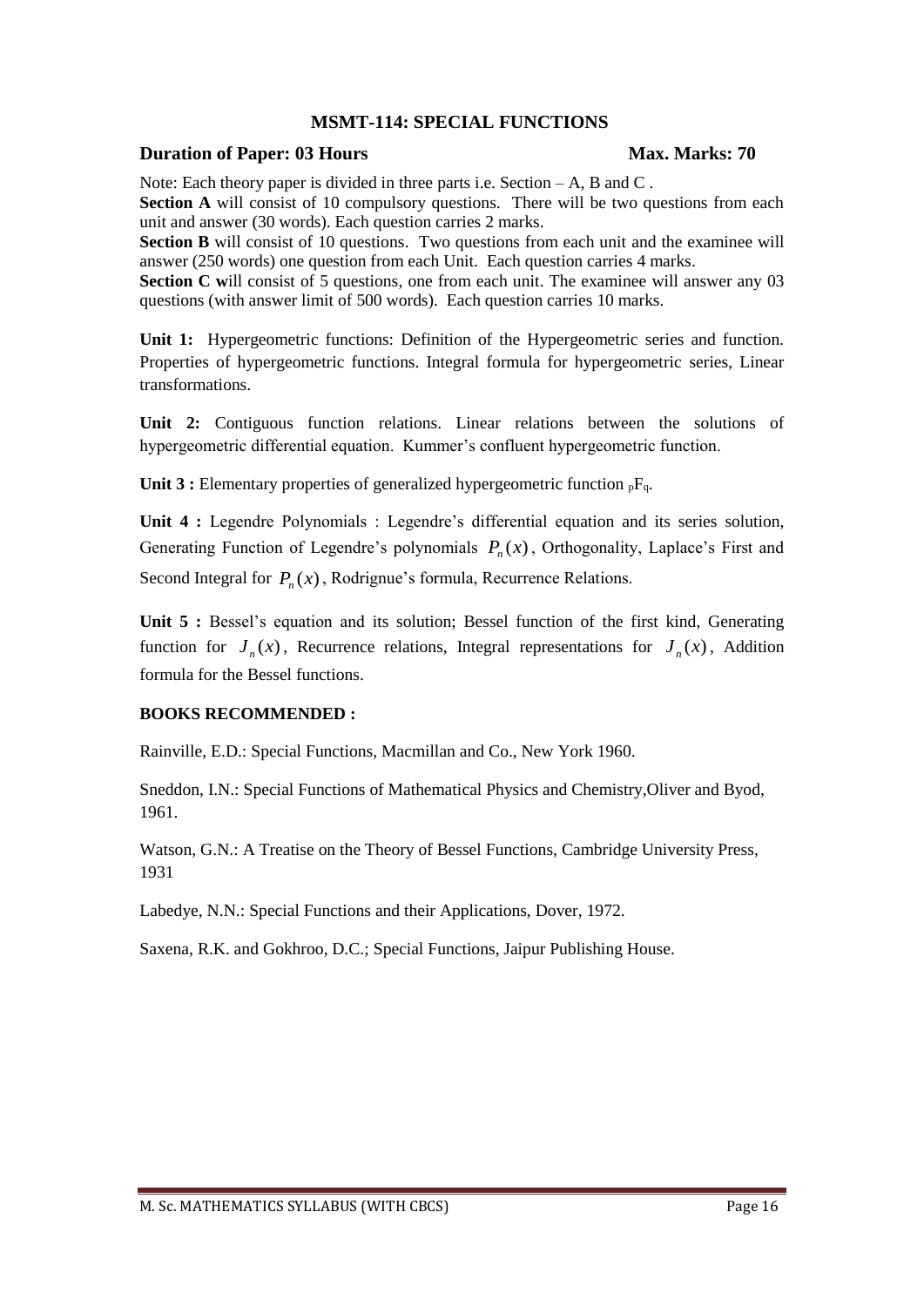## MSMT-114: SPECIAL FUNCTIONS

**Duration of Paper: 03 Hours** **Max. Marks: 70**

Note: Each theory paper is divided in three parts i.e. Section – A, B and C .

**Section A** will consist of 10 compulsory questions. There will be two questions from each unit and answer (30 words). Each question carries 2 marks.

**Section B** will consist of 10 questions. Two questions from each unit and the examinee will answer (250 words) one question from each Unit. Each question carries 4 marks.

**Section C w**ill consist of 5 questions, one from each unit. The examinee will answer any 03 questions (with answer limit of 500 words). Each question carries 10 marks.

**Unit 1:** Hypergeometric functions: Definition of the Hypergeometric series and function. Properties of hypergeometric functions. Integral formula for hypergeometric series, Linear transformations.

**Unit 2:** Contiguous function relations. Linear relations between the solutions of hypergeometric differential equation. Kummer's confluent hypergeometric function.

**Unit 3 :** Elementary properties of generalized hypergeometric function ${}_pF_q$.

**Unit 4 :** Legendre Polynomials : Legendre's differential equation and its series solution, Generating Function of Legendre's polynomials $P_n(x)$, Orthogonality, Laplace's First and Second Integral for $P_n(x)$, Rodrignue's formula, Recurrence Relations.

**Unit 5 :** Bessel's equation and its solution; Bessel function of the first kind, Generating function for $J_n(x)$, Recurrence relations, Integral representations for $J_n(x)$, Addition formula for the Bessel functions.

**BOOKS RECOMMENDED :**

Rainville, E.D.: Special Functions, Macmillan and Co., New York 1960.

Sneddon, I.N.: Special Functions of Mathematical Physics and Chemistry,Oliver and Byod, 1961.

Watson, G.N.: A Treatise on the Theory of Bessel Functions, Cambridge University Press, 1931

Labedye, N.N.: Special Functions and their Applications, Dover, 1972.

Saxena, R.K. and Gokhroo, D.C.; Special Functions, Jaipur Publishing House.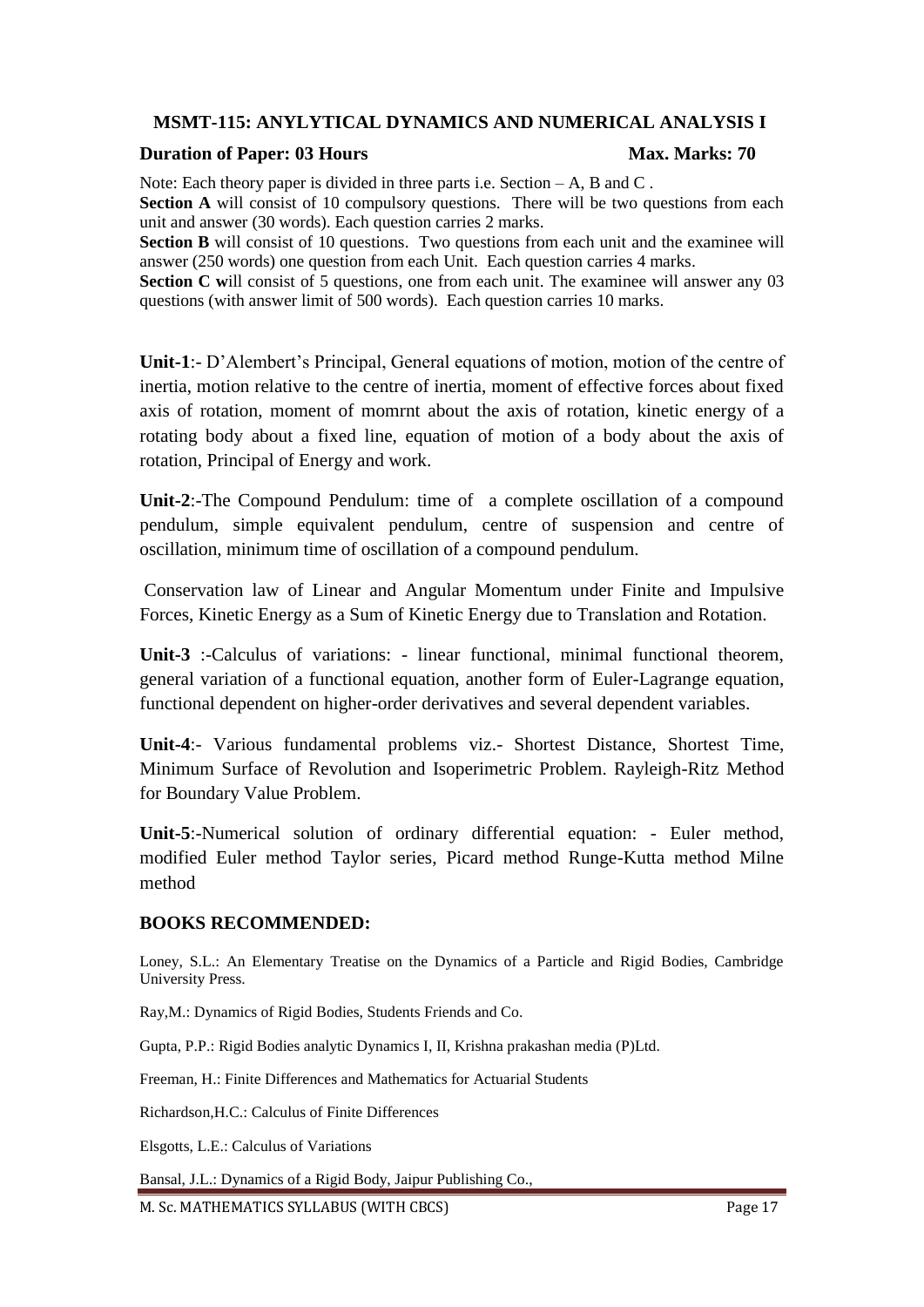### MSMT-115: ANYLYTICAL DYNAMICS AND NUMERICAL ANALYSIS I

**Duration of Paper: 03 Hours** **Max. Marks: 70**

Note: Each theory paper is divided in three parts i.e. Section – A, B and C .

**Section A** will consist of 10 compulsory questions. There will be two questions from each unit and answer (30 words). Each question carries 2 marks.

**Section B** will consist of 10 questions. Two questions from each unit and the examinee will answer (250 words) one question from each Unit. Each question carries 4 marks.

**Section C w**ill consist of 5 questions, one from each unit. The examinee will answer any 03 questions (with answer limit of 500 words). Each question carries 10 marks.

**Unit-1**:- D'Alembert's Principal, General equations of motion, motion of the centre of inertia, motion relative to the centre of inertia, moment of effective forces about fixed axis of rotation, moment of momrnt about the axis of rotation, kinetic energy of a rotating body about a fixed line, equation of motion of a body about the axis of rotation, Principal of Energy and work.

**Unit-2**:-The Compound Pendulum: time of a complete oscillation of a compound pendulum, simple equivalent pendulum, centre of suspension and centre of oscillation, minimum time of oscillation of a compound pendulum.

Conservation law of Linear and Angular Momentum under Finite and Impulsive Forces, Kinetic Energy as a Sum of Kinetic Energy due to Translation and Rotation.

**Unit-3** :-Calculus of variations: - linear functional, minimal functional theorem, general variation of a functional equation, another form of Euler-Lagrange equation, functional dependent on higher-order derivatives and several dependent variables.

**Unit-4**:- Various fundamental problems viz.- Shortest Distance, Shortest Time, Minimum Surface of Revolution and Isoperimetric Problem. Rayleigh-Ritz Method for Boundary Value Problem.

**Unit-5**:-Numerical solution of ordinary differential equation: - Euler method, modified Euler method Taylor series, Picard method Runge-Kutta method Milne method

### BOOKS RECOMMENDED:

Loney, S.L.: An Elementary Treatise on the Dynamics of a Particle and Rigid Bodies, Cambridge University Press.

Ray,M.: Dynamics of Rigid Bodies, Students Friends and Co.

Gupta, P.P.: Rigid Bodies analytic Dynamics I, II, Krishna prakashan media (P)Ltd.

Freeman, H.: Finite Differences and Mathematics for Actuarial Students

Richardson,H.C.: Calculus of Finite Differences

Elsgotts, L.E.: Calculus of Variations

Bansal, J.L.: Dynamics of a Rigid Body, Jaipur Publishing Co.,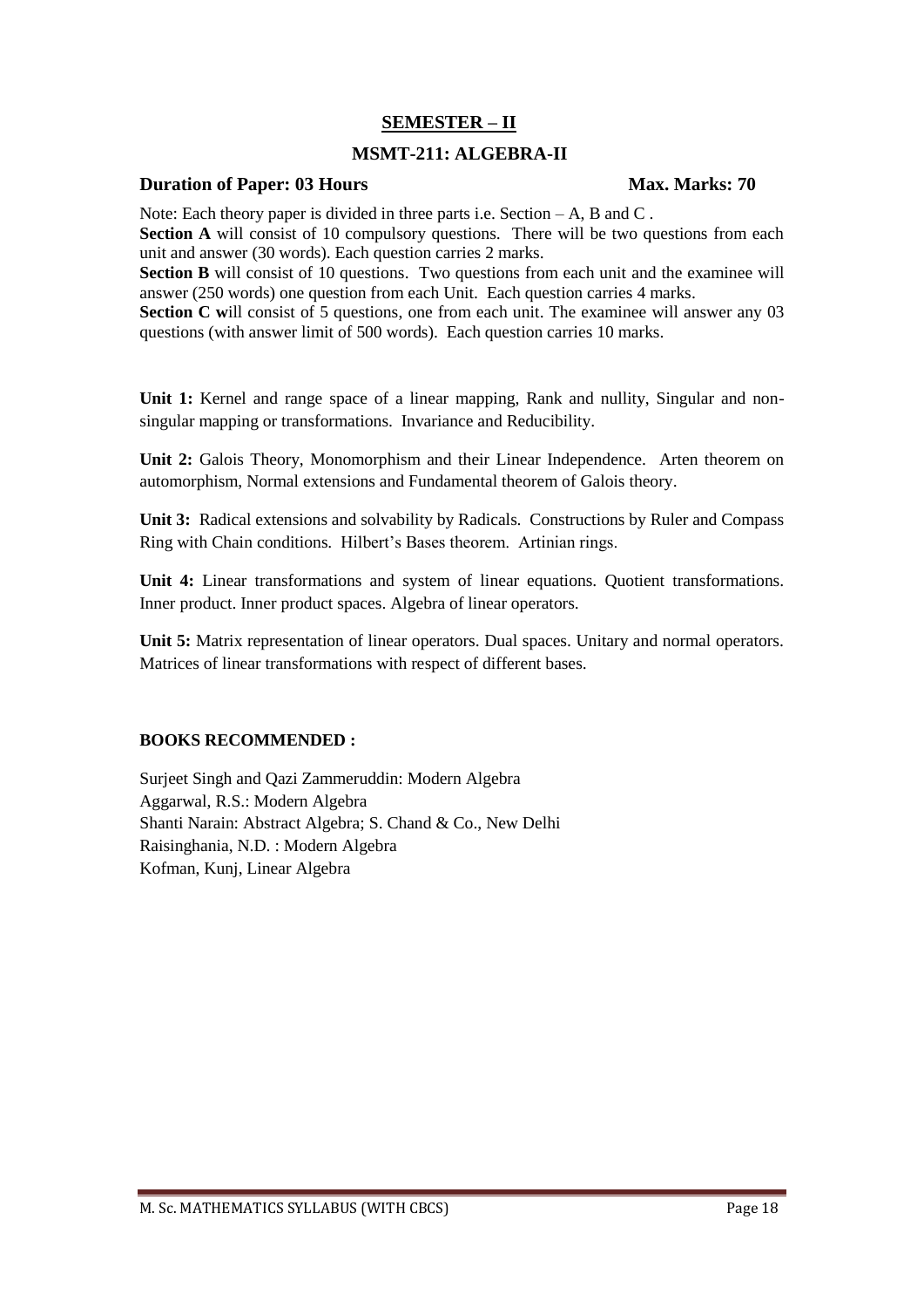## SEMESTER – II

### MSMT-211: ALGEBRA-II

**Duration of Paper: 03 Hours** **Max. Marks: 70**

Note: Each theory paper is divided in three parts i.e. Section – A, B and C .

**Section A** will consist of 10 compulsory questions. There will be two questions from each unit and answer (30 words). Each question carries 2 marks.

**Section B** will consist of 10 questions. Two questions from each unit and the examinee will answer (250 words) one question from each Unit. Each question carries 4 marks.

**Section C w**ill consist of 5 questions, one from each unit. The examinee will answer any 03 questions (with answer limit of 500 words). Each question carries 10 marks.

**Unit 1:** Kernel and range space of a linear mapping, Rank and nullity, Singular and non-singular mapping or transformations. Invariance and Reducibility.

**Unit 2:** Galois Theory, Monomorphism and their Linear Independence. Arten theorem on automorphism, Normal extensions and Fundamental theorem of Galois theory.

**Unit 3:** Radical extensions and solvability by Radicals. Constructions by Ruler and Compass Ring with Chain conditions. Hilbert's Bases theorem. Artinian rings.

**Unit 4:** Linear transformations and system of linear equations. Quotient transformations. Inner product. Inner product spaces. Algebra of linear operators.

**Unit 5:** Matrix representation of linear operators. Dual spaces. Unitary and normal operators. Matrices of linear transformations with respect of different bases.

**BOOKS RECOMMENDED :**

Surjeet Singh and Qazi Zammeruddin: Modern Algebra
Aggarwal, R.S.: Modern Algebra
Shanti Narain: Abstract Algebra; S. Chand & Co., New Delhi
Raisinghania, N.D. : Modern Algebra
Kofman, Kunj, Linear Algebra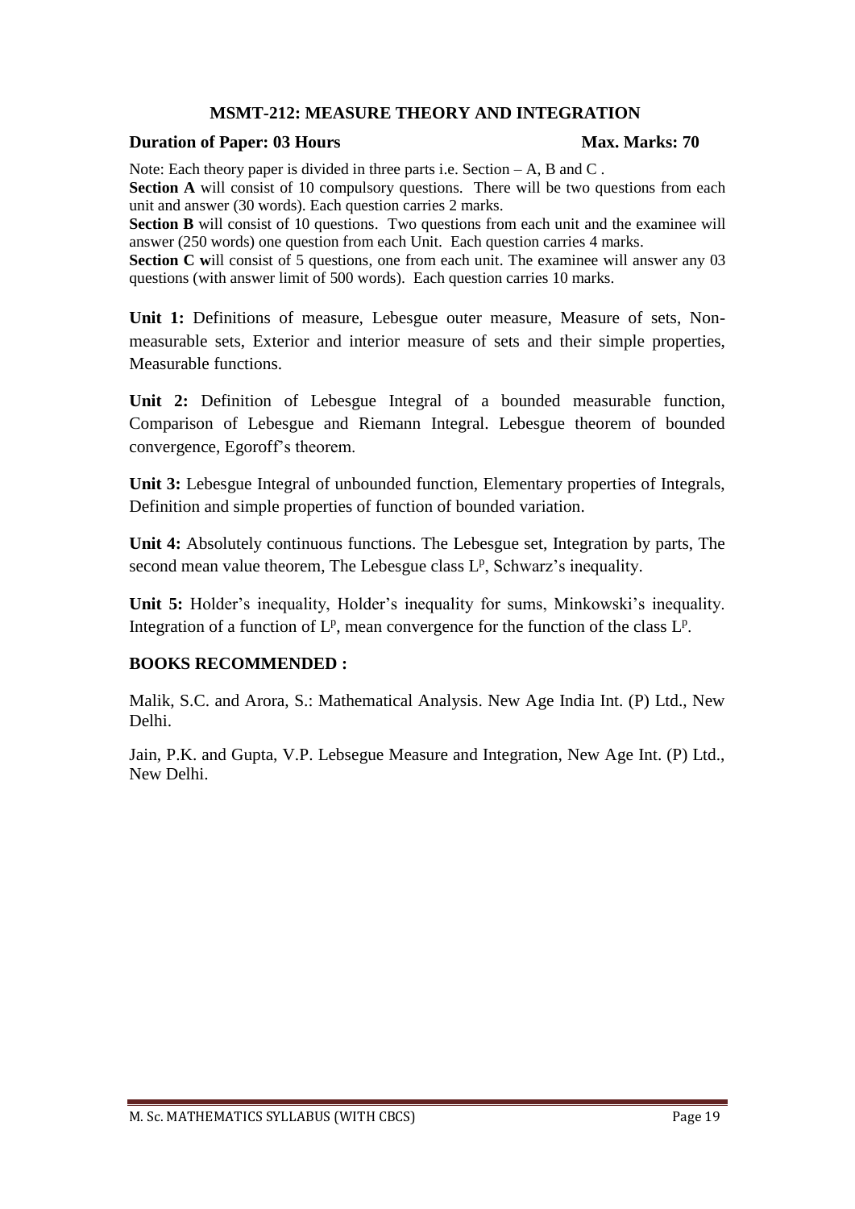## MSMT-212: MEASURE THEORY AND INTEGRATION

**Duration of Paper: 03 Hours** **Max. Marks: 70**

Note: Each theory paper is divided in three parts i.e. Section – A, B and C .

**Section A** will consist of 10 compulsory questions. There will be two questions from each unit and answer (30 words). Each question carries 2 marks.

**Section B** will consist of 10 questions. Two questions from each unit and the examinee will answer (250 words) one question from each Unit. Each question carries 4 marks.

**Section C w**ill consist of 5 questions, one from each unit. The examinee will answer any 03 questions (with answer limit of 500 words). Each question carries 10 marks.

**Unit 1:** Definitions of measure, Lebesgue outer measure, Measure of sets, Non-measurable sets, Exterior and interior measure of sets and their simple properties, Measurable functions.

**Unit 2:** Definition of Lebesgue Integral of a bounded measurable function, Comparison of Lebesgue and Riemann Integral. Lebesgue theorem of bounded convergence, Egoroff's theorem.

**Unit 3:** Lebesgue Integral of unbounded function, Elementary properties of Integrals, Definition and simple properties of function of bounded variation.

**Unit 4:** Absolutely continuous functions. The Lebesgue set, Integration by parts, The second mean value theorem, The Lebesgue class $L^p$, Schwarz's inequality.

**Unit 5:** Holder's inequality, Holder's inequality for sums, Minkowski's inequality. Integration of a function of $L^p$, mean convergence for the function of the class $L^p$.

## BOOKS RECOMMENDED :

Malik, S.C. and Arora, S.: Mathematical Analysis. New Age India Int. (P) Ltd., New Delhi.

Jain, P.K. and Gupta, V.P. Lebsegue Measure and Integration, New Age Int. (P) Ltd., New Delhi.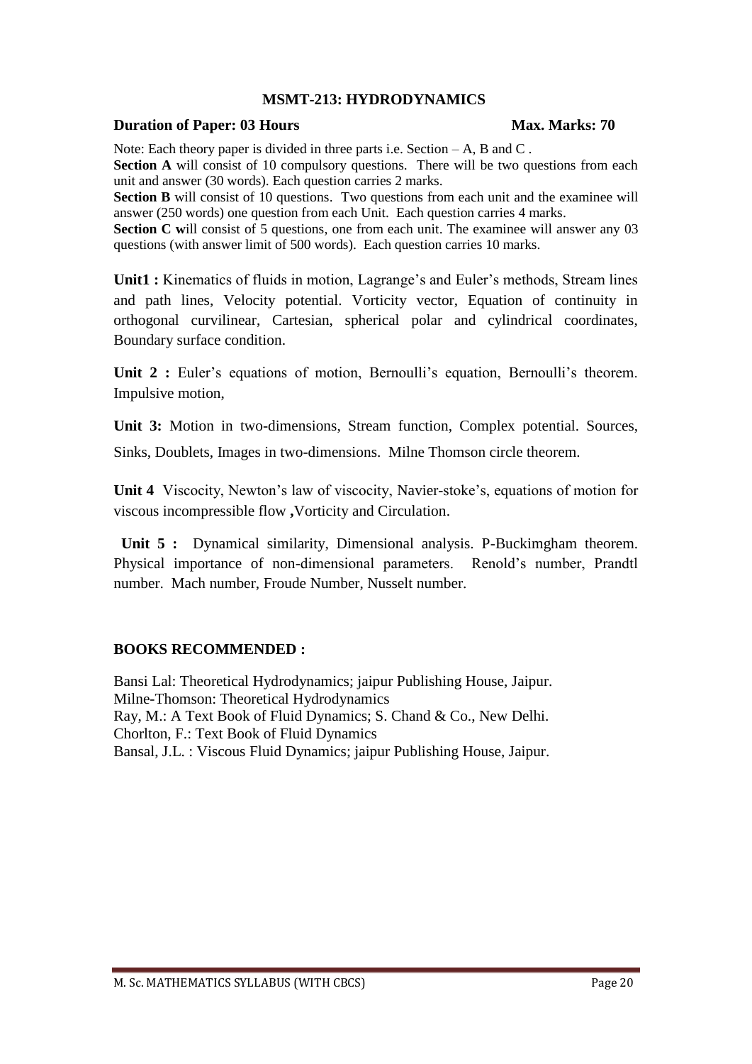## MSMT-213: HYDRODYNAMICS

**Duration of Paper: 03 Hours** **Max. Marks: 70**

Note: Each theory paper is divided in three parts i.e. Section – A, B and C .

**Section A** will consist of 10 compulsory questions. There will be two questions from each unit and answer (30 words). Each question carries 2 marks.

**Section B** will consist of 10 questions. Two questions from each unit and the examinee will answer (250 words) one question from each Unit. Each question carries 4 marks.

**Section C w**ill consist of 5 questions, one from each unit. The examinee will answer any 03 questions (with answer limit of 500 words). Each question carries 10 marks.

**Unit1 :** Kinematics of fluids in motion, Lagrange's and Euler's methods, Stream lines and path lines, Velocity potential. Vorticity vector, Equation of continuity in orthogonal curvilinear, Cartesian, spherical polar and cylindrical coordinates, Boundary surface condition.

**Unit 2 :** Euler's equations of motion, Bernoulli's equation, Bernoulli's theorem. Impulsive motion,

**Unit 3:** Motion in two-dimensions, Stream function, Complex potential. Sources, Sinks, Doublets, Images in two-dimensions. Milne Thomson circle theorem.

**Unit 4** Viscocity, Newton's law of viscocity, Navier-stoke's, equations of motion for viscous incompressible flow **,**Vorticity and Circulation.

**Unit 5 :** Dynamical similarity, Dimensional analysis. P-Buckimgham theorem. Physical importance of non-dimensional parameters. Renold's number, Prandtl number. Mach number, Froude Number, Nusselt number.

### BOOKS RECOMMENDED :

Bansi Lal: Theoretical Hydrodynamics; jaipur Publishing House, Jaipur.
Milne-Thomson: Theoretical Hydrodynamics
Ray, M.: A Text Book of Fluid Dynamics; S. Chand & Co., New Delhi.
Chorlton, F.: Text Book of Fluid Dynamics
Bansal, J.L. : Viscous Fluid Dynamics; jaipur Publishing House, Jaipur.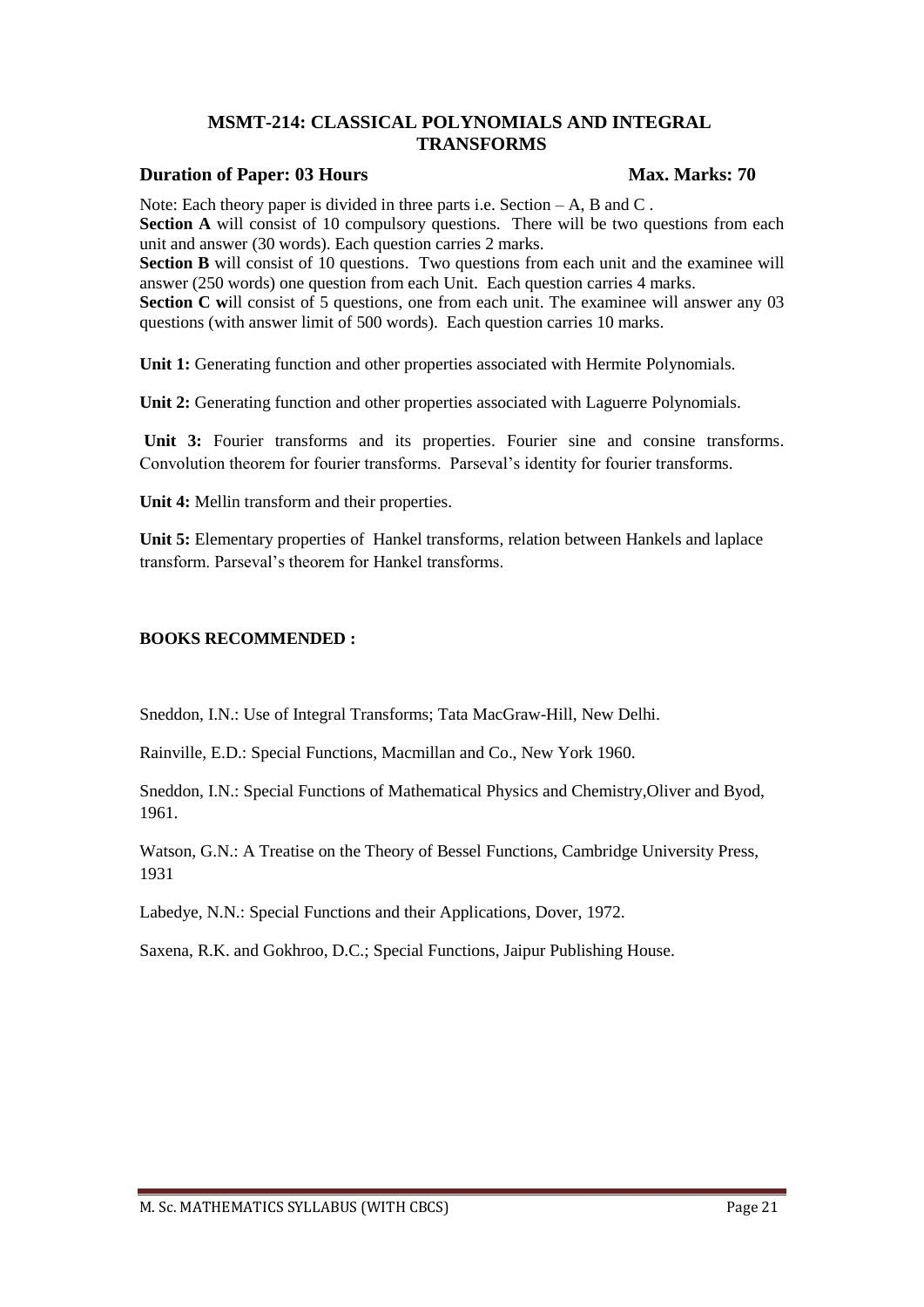## MSMT-214: CLASSICAL POLYNOMIALS AND INTEGRAL TRANSFORMS

**Duration of Paper: 03 Hours** **Max. Marks: 70**

Note: Each theory paper is divided in three parts i.e. Section – A, B and C .

**Section A** will consist of 10 compulsory questions. There will be two questions from each unit and answer (30 words). Each question carries 2 marks.

**Section B** will consist of 10 questions. Two questions from each unit and the examinee will answer (250 words) one question from each Unit. Each question carries 4 marks.

**Section C w**ill consist of 5 questions, one from each unit. The examinee will answer any 03 questions (with answer limit of 500 words). Each question carries 10 marks.

**Unit 1:** Generating function and other properties associated with Hermite Polynomials.

**Unit 2:** Generating function and other properties associated with Laguerre Polynomials.

**Unit 3:** Fourier transforms and its properties. Fourier sine and consine transforms. Convolution theorem for fourier transforms. Parseval's identity for fourier transforms.

**Unit 4:** Mellin transform and their properties.

**Unit 5:** Elementary properties of Hankel transforms, relation between Hankels and laplace transform. Parseval's theorem for Hankel transforms.

**BOOKS RECOMMENDED :**

Sneddon, I.N.: Use of Integral Transforms; Tata MacGraw-Hill, New Delhi.

Rainville, E.D.: Special Functions, Macmillan and Co., New York 1960.

Sneddon, I.N.: Special Functions of Mathematical Physics and Chemistry,Oliver and Byod, 1961.

Watson, G.N.: A Treatise on the Theory of Bessel Functions, Cambridge University Press, 1931

Labedye, N.N.: Special Functions and their Applications, Dover, 1972.

Saxena, R.K. and Gokhroo, D.C.; Special Functions, Jaipur Publishing House.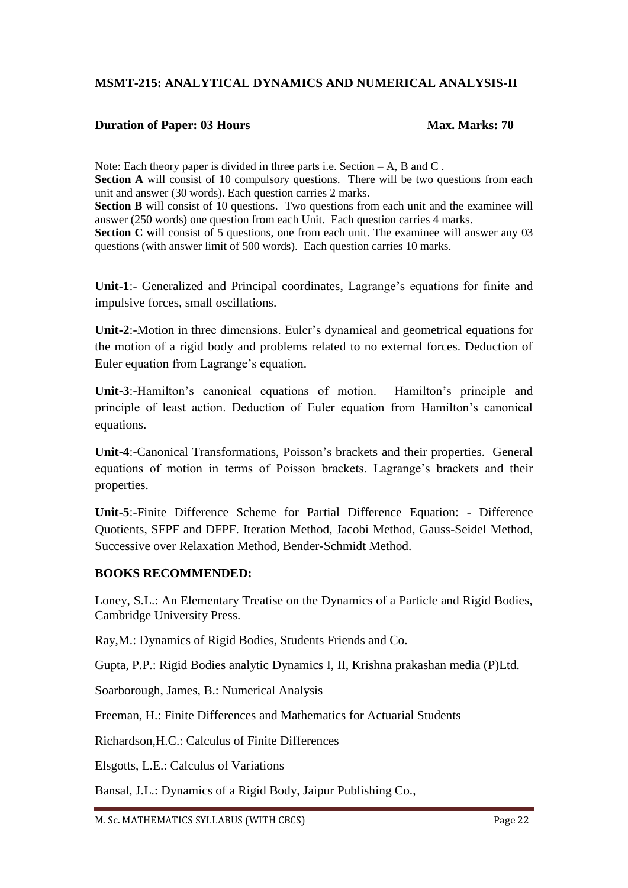## MSMT-215: ANALYTICAL DYNAMICS AND NUMERICAL ANALYSIS-II

**Duration of Paper: 03 Hours** **Max. Marks: 70**

Note: Each theory paper is divided in three parts i.e. Section – A, B and C .
**Section A** will consist of 10 compulsory questions. There will be two questions from each unit and answer (30 words). Each question carries 2 marks.
**Section B** will consist of 10 questions. Two questions from each unit and the examinee will answer (250 words) one question from each Unit. Each question carries 4 marks.
**Section C w**ill consist of 5 questions, one from each unit. The examinee will answer any 03 questions (with answer limit of 500 words). Each question carries 10 marks.

**Unit-1**:- Generalized and Principal coordinates, Lagrange's equations for finite and impulsive forces, small oscillations.

**Unit-2**:-Motion in three dimensions. Euler's dynamical and geometrical equations for the motion of a rigid body and problems related to no external forces. Deduction of Euler equation from Lagrange's equation.

**Unit-3**:-Hamilton's canonical equations of motion. Hamilton's principle and principle of least action. Deduction of Euler equation from Hamilton's canonical equations.

**Unit-4**:-Canonical Transformations, Poisson's brackets and their properties. General equations of motion in terms of Poisson brackets. Lagrange's brackets and their properties.

**Unit-5**:-Finite Difference Scheme for Partial Difference Equation: - Difference Quotients, SFPF and DFPF. Iteration Method, Jacobi Method, Gauss-Seidel Method, Successive over Relaxation Method, Bender-Schmidt Method.

### BOOKS RECOMMENDED:

Loney, S.L.: An Elementary Treatise on the Dynamics of a Particle and Rigid Bodies, Cambridge University Press.

Ray,M.: Dynamics of Rigid Bodies, Students Friends and Co.

Gupta, P.P.: Rigid Bodies analytic Dynamics I, II, Krishna prakashan media (P)Ltd.

Soarborough, James, B.: Numerical Analysis

Freeman, H.: Finite Differences and Mathematics for Actuarial Students

Richardson,H.C.: Calculus of Finite Differences

Elsgotts, L.E.: Calculus of Variations

Bansal, J.L.: Dynamics of a Rigid Body, Jaipur Publishing Co.,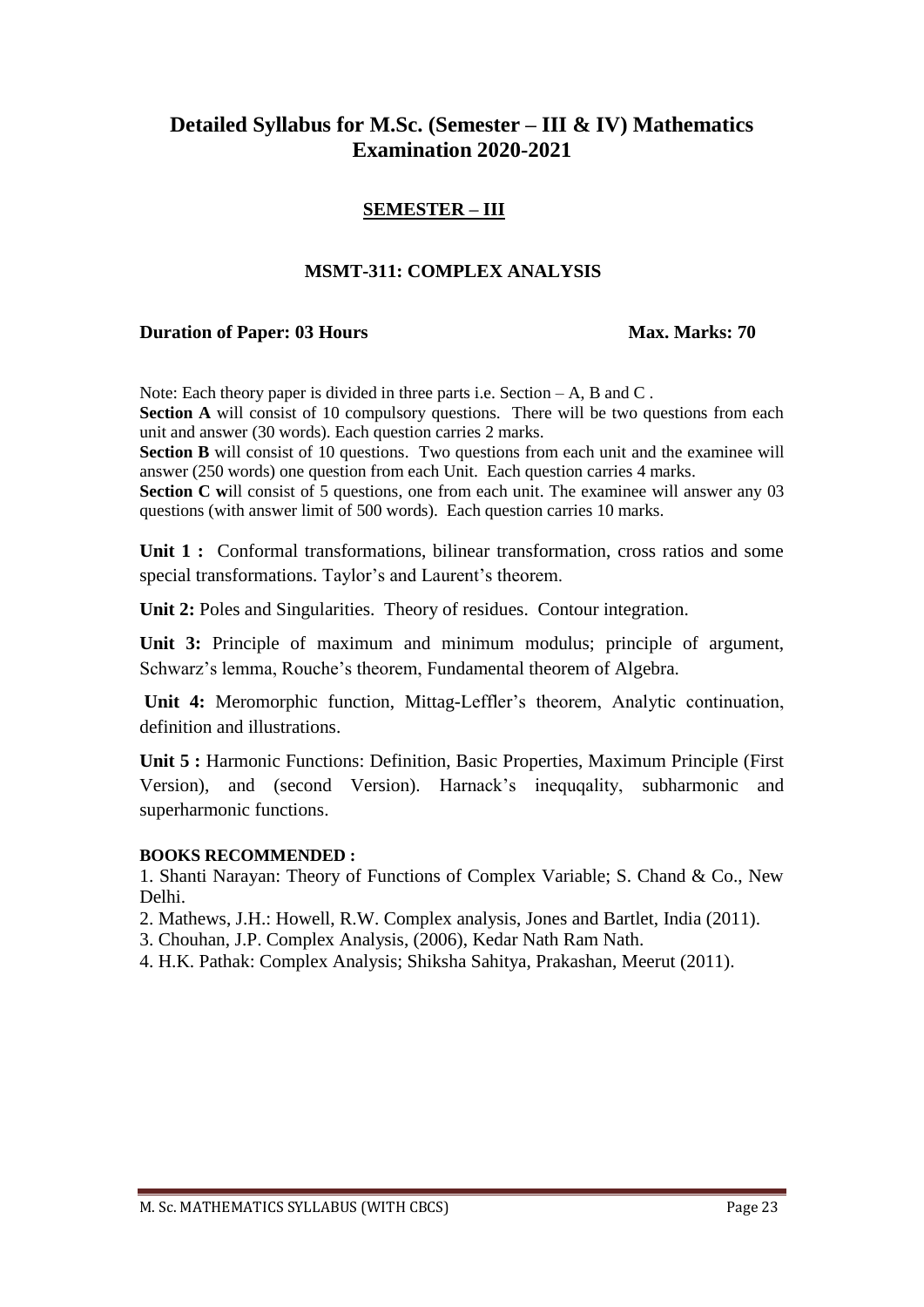# Detailed Syllabus for M.Sc. (Semester – III & IV) Mathematics Examination 2020-2021

## SEMESTER – III

### MSMT-311: COMPLEX ANALYSIS

**Duration of Paper: 03 Hours** **Max. Marks: 70**

Note: Each theory paper is divided in three parts i.e. Section – A, B and C .

**Section A** will consist of 10 compulsory questions. There will be two questions from each unit and answer (30 words). Each question carries 2 marks.

**Section B** will consist of 10 questions. Two questions from each unit and the examinee will answer (250 words) one question from each Unit. Each question carries 4 marks.

**Section C w**ill consist of 5 questions, one from each unit. The examinee will answer any 03 questions (with answer limit of 500 words). Each question carries 10 marks.

**Unit 1 :** Conformal transformations, bilinear transformation, cross ratios and some special transformations. Taylor's and Laurent's theorem.

**Unit 2:** Poles and Singularities. Theory of residues. Contour integration.

**Unit 3:** Principle of maximum and minimum modulus; principle of argument, Schwarz's lemma, Rouche's theorem, Fundamental theorem of Algebra.

**Unit 4:** Meromorphic function, Mittag-Leffler's theorem, Analytic continuation, definition and illustrations.

**Unit 5 :** Harmonic Functions: Definition, Basic Properties, Maximum Principle (First Version), and (second Version). Harnack's inequqality, subharmonic and superharmonic functions.

**BOOKS RECOMMENDED :**

1. Shanti Narayan: Theory of Functions of Complex Variable; S. Chand & Co., New Delhi.
2. Mathews, J.H.: Howell, R.W. Complex analysis, Jones and Bartlet, India (2011).
3. Chouhan, J.P. Complex Analysis, (2006), Kedar Nath Ram Nath.
4. H.K. Pathak: Complex Analysis; Shiksha Sahitya, Prakashan, Meerut (2011).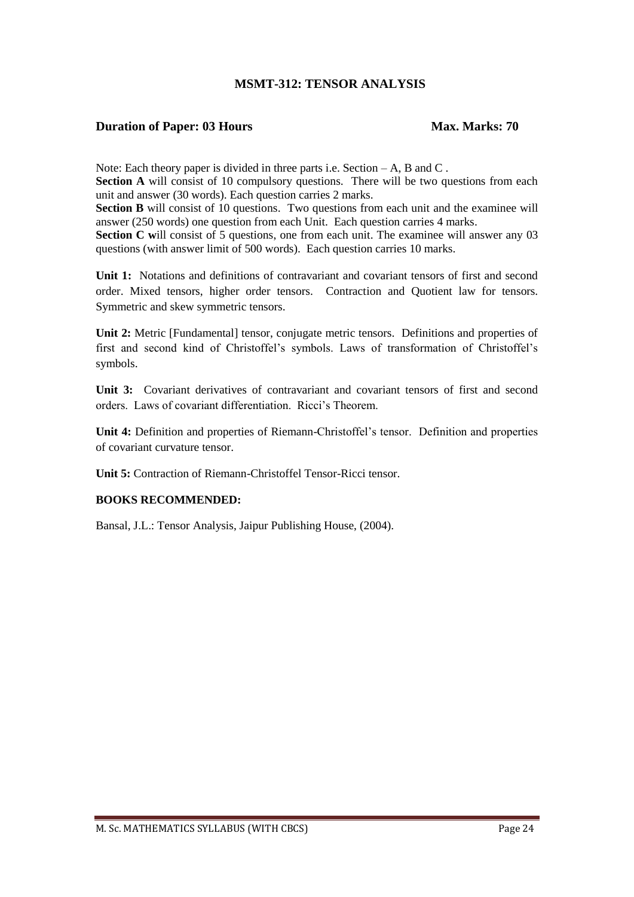## MSMT-312: TENSOR ANALYSIS

**Duration of Paper: 03 Hours** **Max. Marks: 70**

Note: Each theory paper is divided in three parts i.e. Section – A, B and C .

**Section A** will consist of 10 compulsory questions. There will be two questions from each unit and answer (30 words). Each question carries 2 marks.

**Section B** will consist of 10 questions. Two questions from each unit and the examinee will answer (250 words) one question from each Unit. Each question carries 4 marks.

**Section C w**ill consist of 5 questions, one from each unit. The examinee will answer any 03 questions (with answer limit of 500 words). Each question carries 10 marks.

**Unit 1:** Notations and definitions of contravariant and covariant tensors of first and second order. Mixed tensors, higher order tensors. Contraction and Quotient law for tensors. Symmetric and skew symmetric tensors.

**Unit 2:** Metric [Fundamental] tensor, conjugate metric tensors. Definitions and properties of first and second kind of Christoffel's symbols. Laws of transformation of Christoffel's symbols.

**Unit 3:** Covariant derivatives of contravariant and covariant tensors of first and second orders. Laws of covariant differentiation. Ricci's Theorem.

**Unit 4:** Definition and properties of Riemann-Christoffel's tensor. Definition and properties of covariant curvature tensor.

**Unit 5:** Contraction of Riemann-Christoffel Tensor-Ricci tensor.

**BOOKS RECOMMENDED:**

Bansal, J.L.: Tensor Analysis, Jaipur Publishing House, (2004).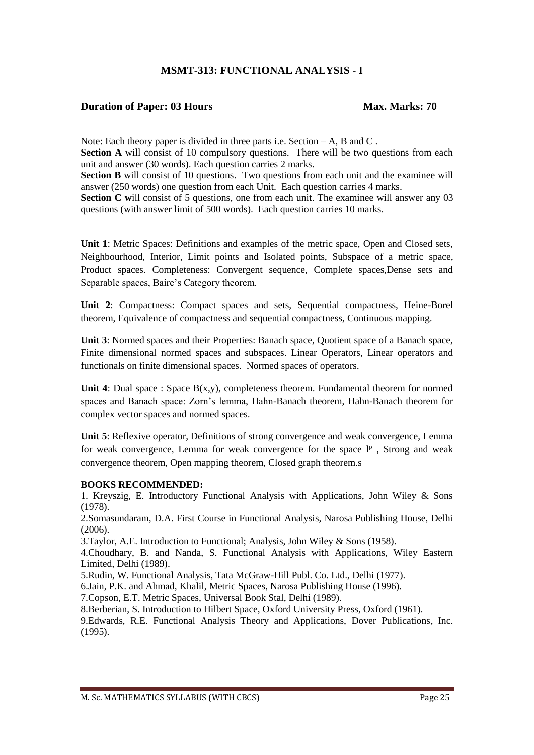# MSMT-313: FUNCTIONAL ANALYSIS - I

**Duration of Paper: 03 Hours** **Max. Marks: 70**

Note: Each theory paper is divided in three parts i.e. Section – A, B and C .

**Section A** will consist of 10 compulsory questions. There will be two questions from each unit and answer (30 words). Each question carries 2 marks.

**Section B** will consist of 10 questions. Two questions from each unit and the examinee will answer (250 words) one question from each Unit. Each question carries 4 marks.

**Section C w**ill consist of 5 questions, one from each unit. The examinee will answer any 03 questions (with answer limit of 500 words). Each question carries 10 marks.

**Unit 1**: Metric Spaces: Definitions and examples of the metric space, Open and Closed sets, Neighbourhood, Interior, Limit points and Isolated points, Subspace of a metric space, Product spaces. Completeness: Convergent sequence, Complete spaces,Dense sets and Separable spaces, Baire's Category theorem.

**Unit 2**: Compactness: Compact spaces and sets, Sequential compactness, Heine-Borel theorem, Equivalence of compactness and sequential compactness, Continuous mapping.

**Unit 3**: Normed spaces and their Properties: Banach space, Quotient space of a Banach space, Finite dimensional normed spaces and subspaces. Linear Operators, Linear operators and functionals on finite dimensional spaces. Normed spaces of operators.

**Unit 4**: Dual space : Space B(x,y), completeness theorem. Fundamental theorem for normed spaces and Banach space: Zorn's lemma, Hahn-Banach theorem, Hahn-Banach theorem for complex vector spaces and normed spaces.

**Unit 5**: Reflexive operator, Definitions of strong convergence and weak convergence, Lemma for weak convergence, Lemma for weak convergence for the space $l^p$ , Strong and weak convergence theorem, Open mapping theorem, Closed graph theorem.s

**BOOKS RECOMMENDED:**

1. Kreyszig, E. Introductory Functional Analysis with Applications, John Wiley & Sons (1978).
2. Somasundaram, D.A. First Course in Functional Analysis, Narosa Publishing House, Delhi (2006).
3. Taylor, A.E. Introduction to Functional; Analysis, John Wiley & Sons (1958).
4. Choudhary, B. and Nanda, S. Functional Analysis with Applications, Wiley Eastern Limited, Delhi (1989).
5. Rudin, W. Functional Analysis, Tata McGraw-Hill Publ. Co. Ltd., Delhi (1977).
6. Jain, P.K. and Ahmad, Khalil, Metric Spaces, Narosa Publishing House (1996).
7. Copson, E.T. Metric Spaces, Universal Book Stal, Delhi (1989).
8. Berberian, S. Introduction to Hilbert Space, Oxford University Press, Oxford (1961).
9. Edwards, R.E. Functional Analysis Theory and Applications, Dover Publications, Inc. (1995).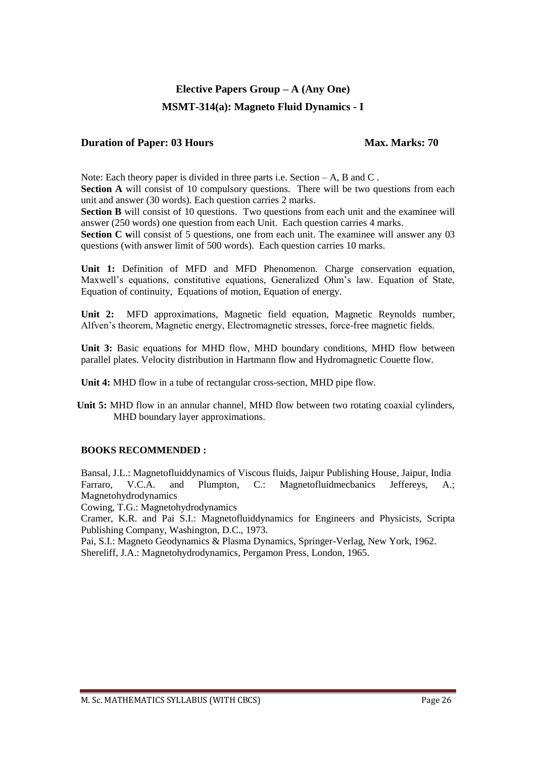## Elective Papers Group – A (Any One)

## MSMT-314(a): Magneto Fluid Dynamics - I

**Duration of Paper: 03 Hours** **Max. Marks: 70**

Note: Each theory paper is divided in three parts i.e. Section – A, B and C .

**Section A** will consist of 10 compulsory questions. There will be two questions from each unit and answer (30 words). Each question carries 2 marks.

**Section B** will consist of 10 questions. Two questions from each unit and the examinee will answer (250 words) one question from each Unit. Each question carries 4 marks.

**Section C w**ill consist of 5 questions, one from each unit. The examinee will answer any 03 questions (with answer limit of 500 words). Each question carries 10 marks.

**Unit 1:** Definition of MFD and MFD Phenomenon. Charge conservation equation, Maxwell's equations, constitutive equations, Generalized Ohm's law. Equation of State, Equation of continuity, Equations of motion, Equation of energy.

**Unit 2:** MFD approximations, Magnetic field equation, Magnetic Reynolds number, Alfven's theorem, Magnetic energy, Electromagnetic stresses, force-free magnetic fields.

**Unit 3:** Basic equations for MHD flow, MHD boundary conditions, MHD flow between parallel plates. Velocity distribution in Hartmann flow and Hydromagnetic Couette flow.

**Unit 4:** MHD flow in a tube of rectangular cross-section, MHD pipe flow.

**Unit 5:** MHD flow in an annular channel, MHD flow between two rotating coaxial cylinders, MHD boundary layer approximations.

**BOOKS RECOMMENDED :**

Bansal, J.L.: Magnetofluiddynamics of Viscous fluids, Jaipur Publishing House, Jaipur, India

Farraro, V.C.A. and Plumpton, C.: Magnetofluidmecbanics Jeffereys, A.; Magnetohydrodynamics

Cowing, T.G.: Magnetohydrodynamics

Cramer, K.R. and Pai S.I.: Magnetofluiddynamics for Engineers and Physicists, Scripta Publishing Company, Washington, D.C., 1973.

Pai, S.I.: Magneto Geodynamics & Plasma Dynamics, Springer-Verlag, New York, 1962.

Shereliff, J.A.: Magnetohydrodynamics, Pergamon Press, London, 1965.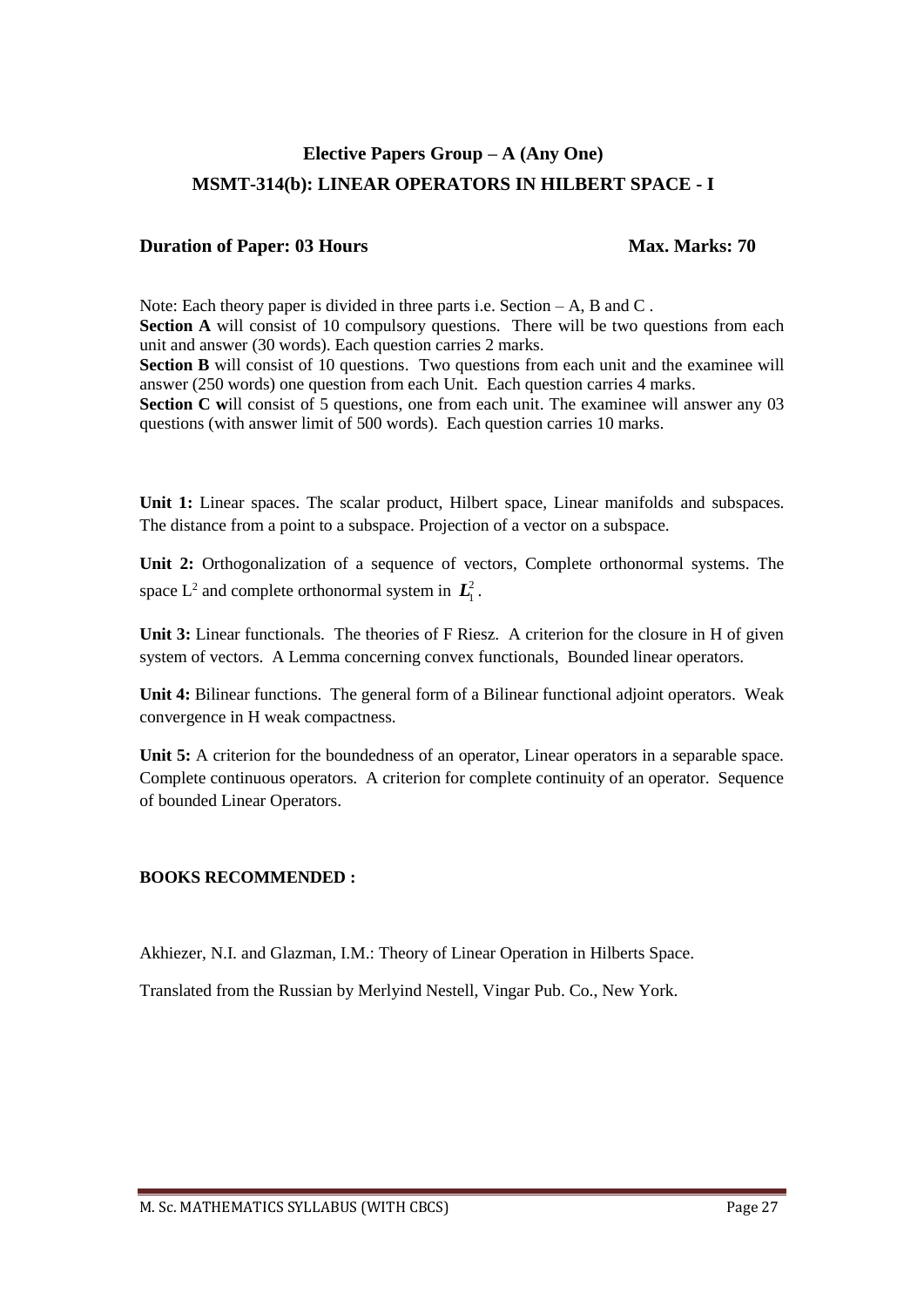## Elective Papers Group – A (Any One)

## MSMT-314(b): LINEAR OPERATORS IN HILBERT SPACE - I

**Duration of Paper: 03 Hours** **Max. Marks: 70**

Note: Each theory paper is divided in three parts i.e. Section – A, B and C .

**Section A** will consist of 10 compulsory questions. There will be two questions from each unit and answer (30 words). Each question carries 2 marks.

**Section B** will consist of 10 questions. Two questions from each unit and the examinee will answer (250 words) one question from each Unit. Each question carries 4 marks.

**Section C w**ill consist of 5 questions, one from each unit. The examinee will answer any 03 questions (with answer limit of 500 words). Each question carries 10 marks.

**Unit 1:** Linear spaces. The scalar product, Hilbert space, Linear manifolds and subspaces. The distance from a point to a subspace. Projection of a vector on a subspace.

**Unit 2:** Orthogonalization of a sequence of vectors, Complete orthonormal systems. The space $L^2$ and complete orthonormal system in $\boldsymbol{L}_1^2$.

**Unit 3:** Linear functionals. The theories of F Riesz. A criterion for the closure in H of given system of vectors. A Lemma concerning convex functionals, Bounded linear operators.

**Unit 4:** Bilinear functions. The general form of a Bilinear functional adjoint operators. Weak convergence in H weak compactness.

**Unit 5:** A criterion for the boundedness of an operator, Linear operators in a separable space. Complete continuous operators. A criterion for complete continuity of an operator. Sequence of bounded Linear Operators.

**BOOKS RECOMMENDED :**

Akhiezer, N.I. and Glazman, I.M.: Theory of Linear Operation in Hilberts Space.

Translated from the Russian by Merlyind Nestell, Vingar Pub. Co., New York.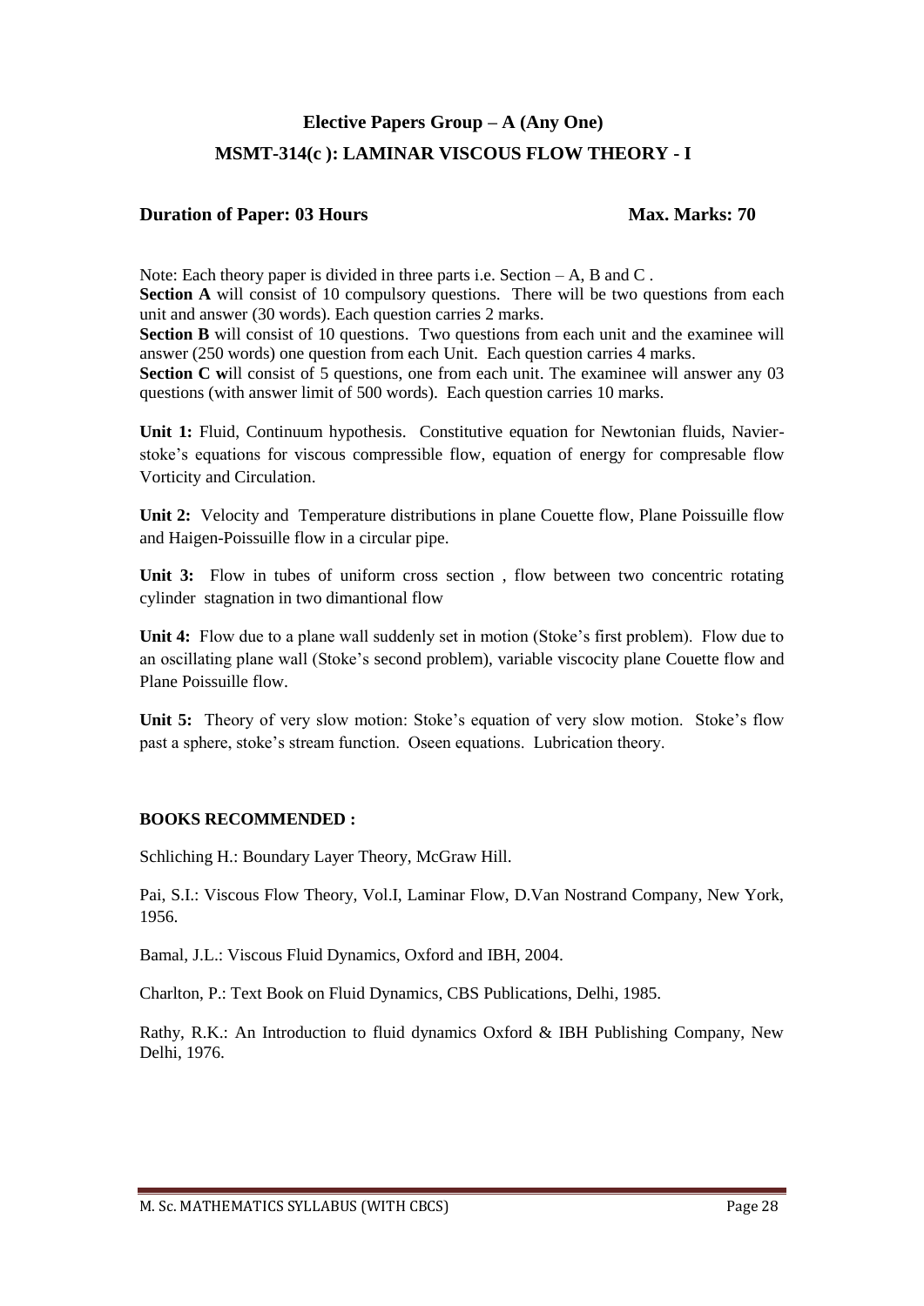## Elective Papers Group – A (Any One)

## MSMT-314(c ): LAMINAR VISCOUS FLOW THEORY - I

**Duration of Paper: 03 Hours** **Max. Marks: 70**

Note: Each theory paper is divided in three parts i.e. Section – A, B and C .

**Section A** will consist of 10 compulsory questions. There will be two questions from each unit and answer (30 words). Each question carries 2 marks.

**Section B** will consist of 10 questions. Two questions from each unit and the examinee will answer (250 words) one question from each Unit. Each question carries 4 marks.

**Section C w**ill consist of 5 questions, one from each unit. The examinee will answer any 03 questions (with answer limit of 500 words). Each question carries 10 marks.

**Unit 1:** Fluid, Continuum hypothesis. Constitutive equation for Newtonian fluids, Navier-stoke's equations for viscous compressible flow, equation of energy for compresable flow Vorticity and Circulation.

**Unit 2:** Velocity and Temperature distributions in plane Couette flow, Plane Poissuille flow and Haigen-Poissuille flow in a circular pipe.

**Unit 3:** Flow in tubes of uniform cross section , flow between two concentric rotating cylinder stagnation in two dimantional flow

**Unit 4:** Flow due to a plane wall suddenly set in motion (Stoke's first problem). Flow due to an oscillating plane wall (Stoke's second problem), variable viscocity plane Couette flow and Plane Poissuille flow.

**Unit 5:** Theory of very slow motion: Stoke's equation of very slow motion. Stoke's flow past a sphere, stoke's stream function. Oseen equations. Lubrication theory.

**BOOKS RECOMMENDED :**

Schliching H.: Boundary Layer Theory, McGraw Hill.

Pai, S.I.: Viscous Flow Theory, Vol.I, Laminar Flow, D.Van Nostrand Company, New York, 1956.

Bamal, J.L.: Viscous Fluid Dynamics, Oxford and IBH, 2004.

Charlton, P.: Text Book on Fluid Dynamics, CBS Publications, Delhi, 1985.

Rathy, R.K.: An Introduction to fluid dynamics Oxford & IBH Publishing Company, New Delhi, 1976.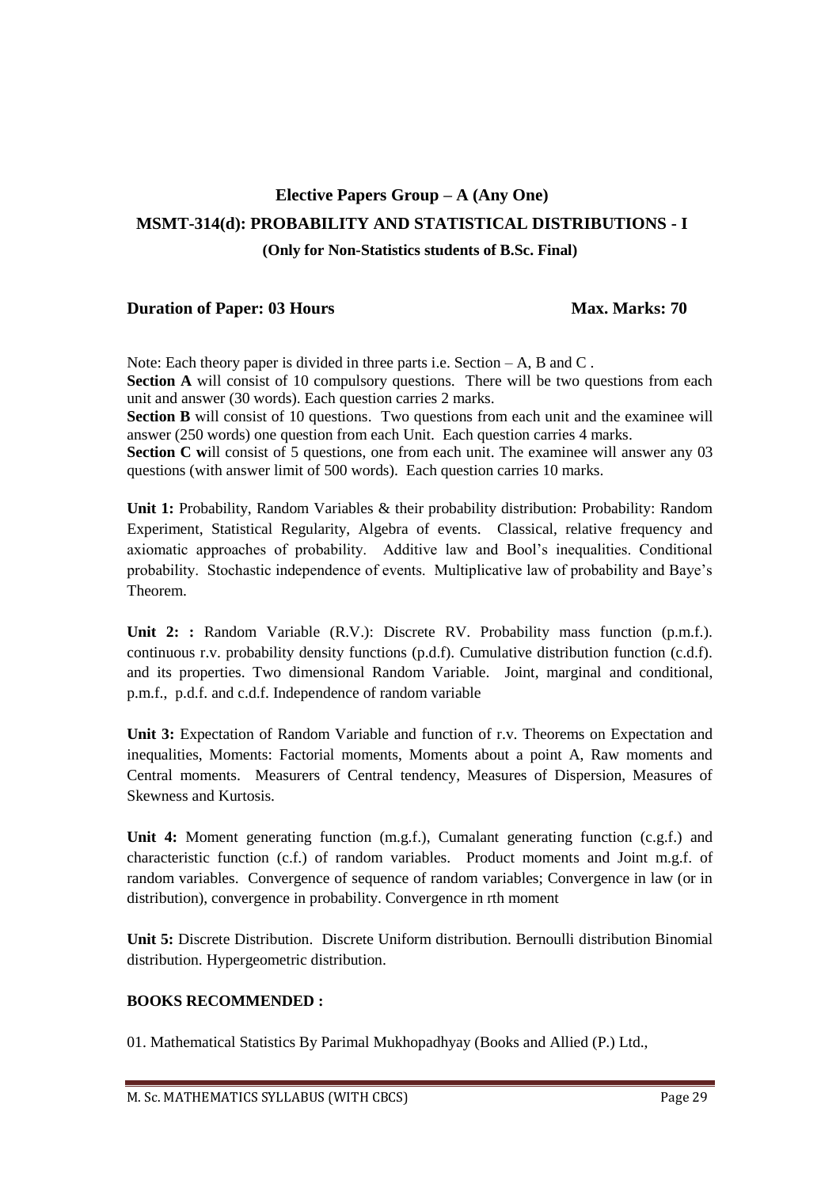## Elective Papers Group – A (Any One)

## MSMT-314(d): PROBABILITY AND STATISTICAL DISTRIBUTIONS - I

**(Only for Non-Statistics students of B.Sc. Final)**

**Duration of Paper: 03 Hours** **Max. Marks: 70**

Note: Each theory paper is divided in three parts i.e. Section – A, B and C .

**Section A** will consist of 10 compulsory questions. There will be two questions from each unit and answer (30 words). Each question carries 2 marks.

**Section B** will consist of 10 questions. Two questions from each unit and the examinee will answer (250 words) one question from each Unit. Each question carries 4 marks.

**Section C w**ill consist of 5 questions, one from each unit. The examinee will answer any 03 questions (with answer limit of 500 words). Each question carries 10 marks.

**Unit 1:** Probability, Random Variables & their probability distribution: Probability: Random Experiment, Statistical Regularity, Algebra of events. Classical, relative frequency and axiomatic approaches of probability. Additive law and Bool's inequalities. Conditional probability. Stochastic independence of events. Multiplicative law of probability and Baye's Theorem.

**Unit 2: :** Random Variable (R.V.): Discrete RV. Probability mass function (p.m.f.). continuous r.v. probability density functions (p.d.f). Cumulative distribution function (c.d.f). and its properties. Two dimensional Random Variable. Joint, marginal and conditional, p.m.f., p.d.f. and c.d.f. Independence of random variable

**Unit 3:** Expectation of Random Variable and function of r.v. Theorems on Expectation and inequalities, Moments: Factorial moments, Moments about a point A, Raw moments and Central moments. Measurers of Central tendency, Measures of Dispersion, Measures of Skewness and Kurtosis.

**Unit 4:** Moment generating function (m.g.f.), Cumalant generating function (c.g.f.) and characteristic function (c.f.) of random variables. Product moments and Joint m.g.f. of random variables. Convergence of sequence of random variables; Convergence in law (or in distribution), convergence in probability. Convergence in rth moment

**Unit 5:** Discrete Distribution. Discrete Uniform distribution. Bernoulli distribution Binomial distribution. Hypergeometric distribution.

**BOOKS RECOMMENDED :**

01. Mathematical Statistics By Parimal Mukhopadhyay (Books and Allied (P.) Ltd.,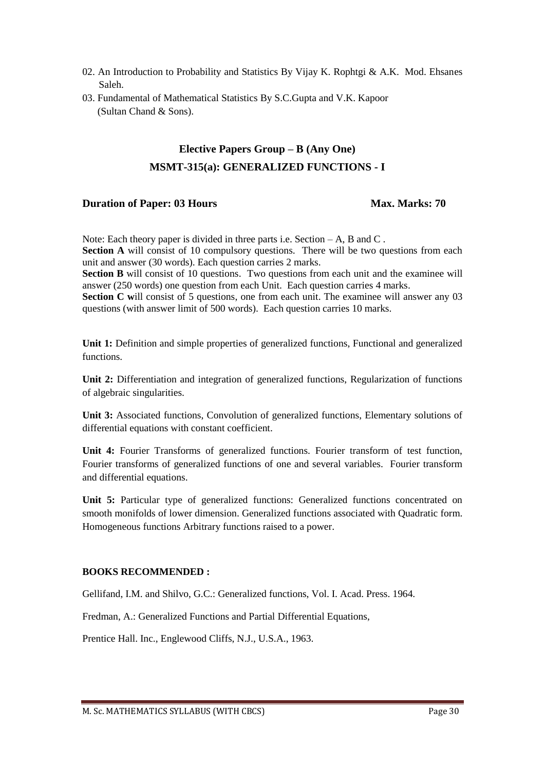02. An Introduction to Probability and Statistics By Vijay K. Rophtgi & A.K. Mod. Ehsanes Saleh.

03. Fundamental of Mathematical Statistics By S.C.Gupta and V.K. Kapoor (Sultan Chand & Sons).

## Elective Papers Group – B (Any One)

## MSMT-315(a): GENERALIZED FUNCTIONS - I

**Duration of Paper: 03 Hours** **Max. Marks: 70**

Note: Each theory paper is divided in three parts i.e. Section – A, B and C .

**Section A** will consist of 10 compulsory questions. There will be two questions from each unit and answer (30 words). Each question carries 2 marks.

**Section B** will consist of 10 questions. Two questions from each unit and the examinee will answer (250 words) one question from each Unit. Each question carries 4 marks.

**Section C w**ill consist of 5 questions, one from each unit. The examinee will answer any 03 questions (with answer limit of 500 words). Each question carries 10 marks.

**Unit 1:** Definition and simple properties of generalized functions, Functional and generalized functions.

**Unit 2:** Differentiation and integration of generalized functions, Regularization of functions of algebraic singularities.

**Unit 3:** Associated functions, Convolution of generalized functions, Elementary solutions of differential equations with constant coefficient.

**Unit 4:** Fourier Transforms of generalized functions. Fourier transform of test function, Fourier transforms of generalized functions of one and several variables. Fourier transform and differential equations.

**Unit 5:** Particular type of generalized functions: Generalized functions concentrated on smooth monifolds of lower dimension. Generalized functions associated with Quadratic form. Homogeneous functions Arbitrary functions raised to a power.

**BOOKS RECOMMENDED :**

Gellifand, I.M. and Shilvo, G.C.: Generalized functions, Vol. I. Acad. Press. 1964.

Fredman, A.: Generalized Functions and Partial Differential Equations,

Prentice Hall. Inc., Englewood Cliffs, N.J., U.S.A., 1963.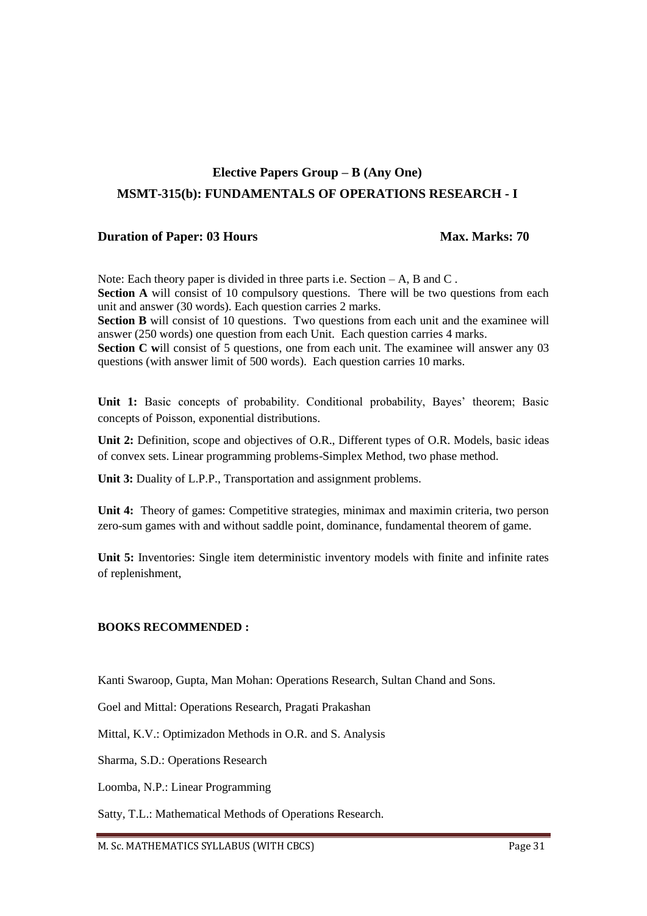## Elective Papers Group – B (Any One)

## MSMT-315(b): FUNDAMENTALS OF OPERATIONS RESEARCH - I

**Duration of Paper: 03 Hours** **Max. Marks: 70**

Note: Each theory paper is divided in three parts i.e. Section – A, B and C .
**Section A** will consist of 10 compulsory questions. There will be two questions from each unit and answer (30 words). Each question carries 2 marks.
**Section B** will consist of 10 questions. Two questions from each unit and the examinee will answer (250 words) one question from each Unit. Each question carries 4 marks.
**Section C w**ill consist of 5 questions, one from each unit. The examinee will answer any 03 questions (with answer limit of 500 words). Each question carries 10 marks.

**Unit 1:** Basic concepts of probability. Conditional probability, Bayes' theorem; Basic concepts of Poisson, exponential distributions.

**Unit 2:** Definition, scope and objectives of O.R., Different types of O.R. Models, basic ideas of convex sets. Linear programming problems-Simplex Method, two phase method.

**Unit 3:** Duality of L.P.P., Transportation and assignment problems.

**Unit 4:** Theory of games: Competitive strategies, minimax and maximin criteria, two person zero-sum games with and without saddle point, dominance, fundamental theorem of game.

**Unit 5:** Inventories: Single item deterministic inventory models with finite and infinite rates of replenishment,

**BOOKS RECOMMENDED :**

Kanti Swaroop, Gupta, Man Mohan: Operations Research, Sultan Chand and Sons.

Goel and Mittal: Operations Research, Pragati Prakashan

Mittal, K.V.: Optimizadon Methods in O.R. and S. Analysis

Sharma, S.D.: Operations Research

Loomba, N.P.: Linear Programming

Satty, T.L.: Mathematical Methods of Operations Research.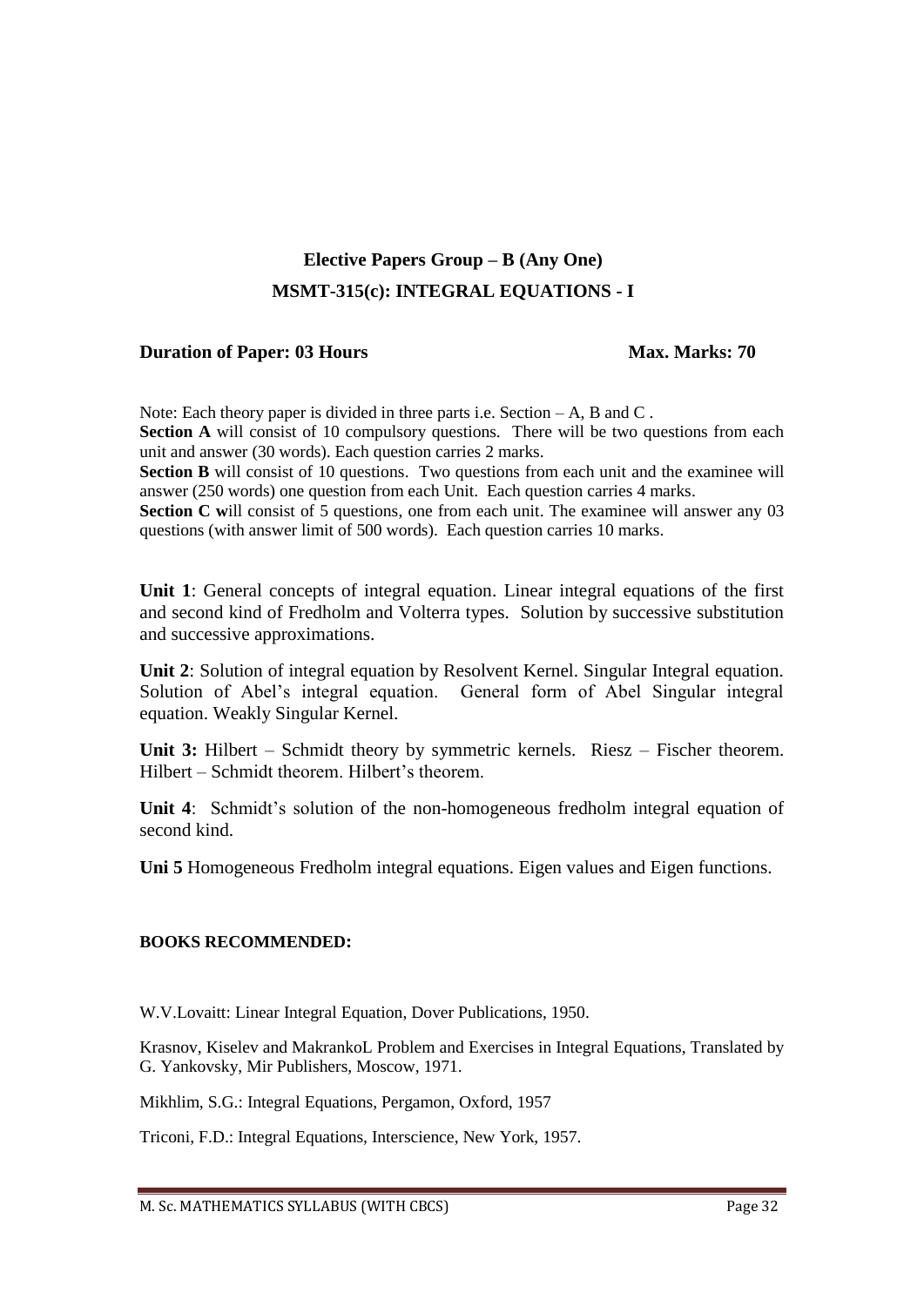## Elective Papers Group – B (Any One)

## MSMT-315(c): INTEGRAL EQUATIONS - I

**Duration of Paper: 03 Hours** **Max. Marks: 70**

Note: Each theory paper is divided in three parts i.e. Section – A, B and C .

**Section A** will consist of 10 compulsory questions. There will be two questions from each unit and answer (30 words). Each question carries 2 marks.

**Section B** will consist of 10 questions. Two questions from each unit and the examinee will answer (250 words) one question from each Unit. Each question carries 4 marks.

**Section C w**ill consist of 5 questions, one from each unit. The examinee will answer any 03 questions (with answer limit of 500 words). Each question carries 10 marks.

**Unit 1**: General concepts of integral equation. Linear integral equations of the first and second kind of Fredholm and Volterra types. Solution by successive substitution and successive approximations.

**Unit 2**: Solution of integral equation by Resolvent Kernel. Singular Integral equation. Solution of Abel's integral equation. General form of Abel Singular integral equation. Weakly Singular Kernel.

**Unit 3:** Hilbert – Schmidt theory by symmetric kernels. Riesz – Fischer theorem. Hilbert – Schmidt theorem. Hilbert's theorem.

**Unit 4**: Schmidt's solution of the non-homogeneous fredholm integral equation of second kind.

**Uni 5** Homogeneous Fredholm integral equations. Eigen values and Eigen functions.

**BOOKS RECOMMENDED:**

W.V.Lovaitt: Linear Integral Equation, Dover Publications, 1950.

Krasnov, Kiselev and MakrankoL Problem and Exercises in Integral Equations, Translated by G. Yankovsky, Mir Publishers, Moscow, 1971.

Mikhlim, S.G.: Integral Equations, Pergamon, Oxford, 1957

Triconi, F.D.: Integral Equations, Interscience, New York, 1957.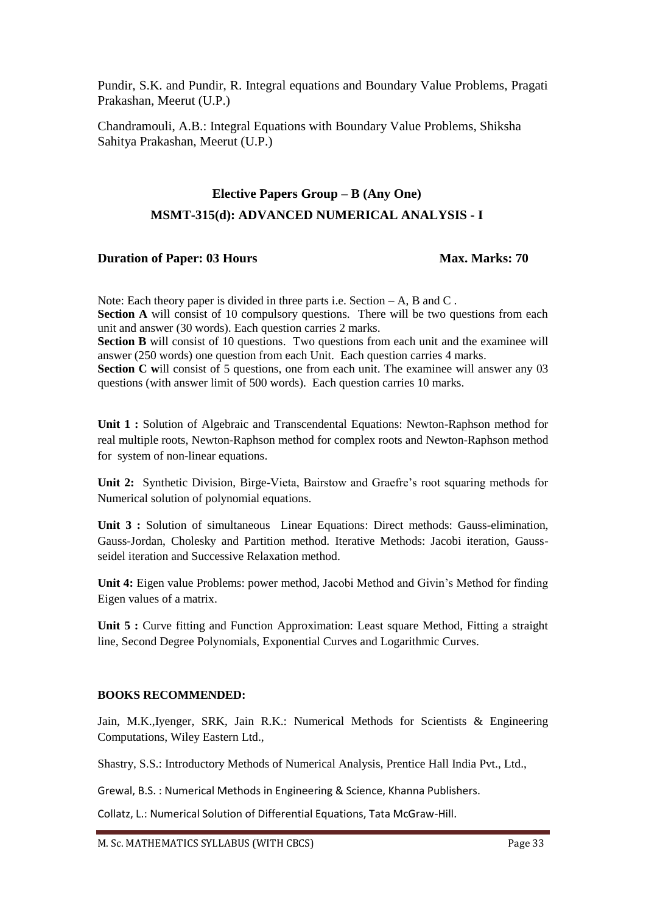Pundir, S.K. and Pundir, R. Integral equations and Boundary Value Problems, Pragati Prakashan, Meerut (U.P.)

Chandramouli, A.B.: Integral Equations with Boundary Value Problems, Shiksha Sahitya Prakashan, Meerut (U.P.)

## Elective Papers Group – B (Any One)

## MSMT-315(d): ADVANCED NUMERICAL ANALYSIS - I

**Duration of Paper: 03 Hours** **Max. Marks: 70**

Note: Each theory paper is divided in three parts i.e. Section – A, B and C .
**Section A** will consist of 10 compulsory questions. There will be two questions from each unit and answer (30 words). Each question carries 2 marks.
**Section B** will consist of 10 questions. Two questions from each unit and the examinee will answer (250 words) one question from each Unit. Each question carries 4 marks.
**Section C w**ill consist of 5 questions, one from each unit. The examinee will answer any 03 questions (with answer limit of 500 words). Each question carries 10 marks.

**Unit 1 :** Solution of Algebraic and Transcendental Equations: Newton-Raphson method for real multiple roots, Newton-Raphson method for complex roots and Newton-Raphson method for system of non-linear equations.

**Unit 2:** Synthetic Division, Birge-Vieta, Bairstow and Graefre's root squaring methods for Numerical solution of polynomial equations.

**Unit 3 :** Solution of simultaneous Linear Equations: Direct methods: Gauss-elimination, Gauss-Jordan, Cholesky and Partition method. Iterative Methods: Jacobi iteration, Gauss-seidel iteration and Successive Relaxation method.

**Unit 4:** Eigen value Problems: power method, Jacobi Method and Givin's Method for finding Eigen values of a matrix.

**Unit 5 :** Curve fitting and Function Approximation: Least square Method, Fitting a straight line, Second Degree Polynomials, Exponential Curves and Logarithmic Curves.

**BOOKS RECOMMENDED:**

Jain, M.K.,Iyenger, SRK, Jain R.K.: Numerical Methods for Scientists & Engineering Computations, Wiley Eastern Ltd.,

Shastry, S.S.: Introductory Methods of Numerical Analysis, Prentice Hall India Pvt., Ltd.,

Grewal, B.S. : Numerical Methods in Engineering & Science, Khanna Publishers.

Collatz, L.: Numerical Solution of Differential Equations, Tata McGraw-Hill.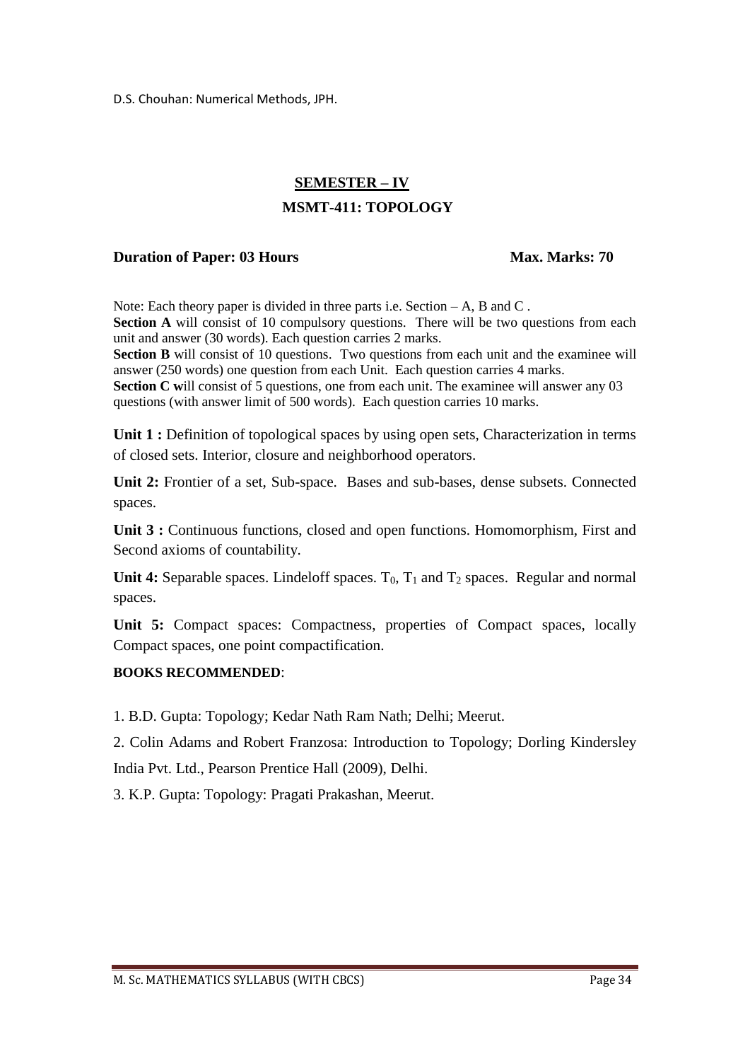D.S. Chouhan: Numerical Methods, JPH.

## SEMESTER – IV

## MSMT-411: TOPOLOGY

**Duration of Paper: 03 Hours** **Max. Marks: 70**

Note: Each theory paper is divided in three parts i.e. Section – A, B and C .

**Section A** will consist of 10 compulsory questions. There will be two questions from each unit and answer (30 words). Each question carries 2 marks.

**Section B** will consist of 10 questions. Two questions from each unit and the examinee will answer (250 words) one question from each Unit. Each question carries 4 marks.

**Section C w**ill consist of 5 questions, one from each unit. The examinee will answer any 03 questions (with answer limit of 500 words). Each question carries 10 marks.

**Unit 1 :** Definition of topological spaces by using open sets, Characterization in terms of closed sets. Interior, closure and neighborhood operators.

**Unit 2:** Frontier of a set, Sub-space. Bases and sub-bases, dense subsets. Connected spaces.

**Unit 3 :** Continuous functions, closed and open functions. Homomorphism, First and Second axioms of countability.

**Unit 4:** Separable spaces. Lindeloff spaces. $T_0$, $T_1$ and $T_2$ spaces. Regular and normal spaces.

**Unit 5:** Compact spaces: Compactness, properties of Compact spaces, locally Compact spaces, one point compactification.

**BOOKS RECOMMENDED**:

1. B.D. Gupta: Topology; Kedar Nath Ram Nath; Delhi; Meerut.
2. Colin Adams and Robert Franzosa: Introduction to Topology; Dorling Kindersley India Pvt. Ltd., Pearson Prentice Hall (2009), Delhi.
3. K.P. Gupta: Topology: Pragati Prakashan, Meerut.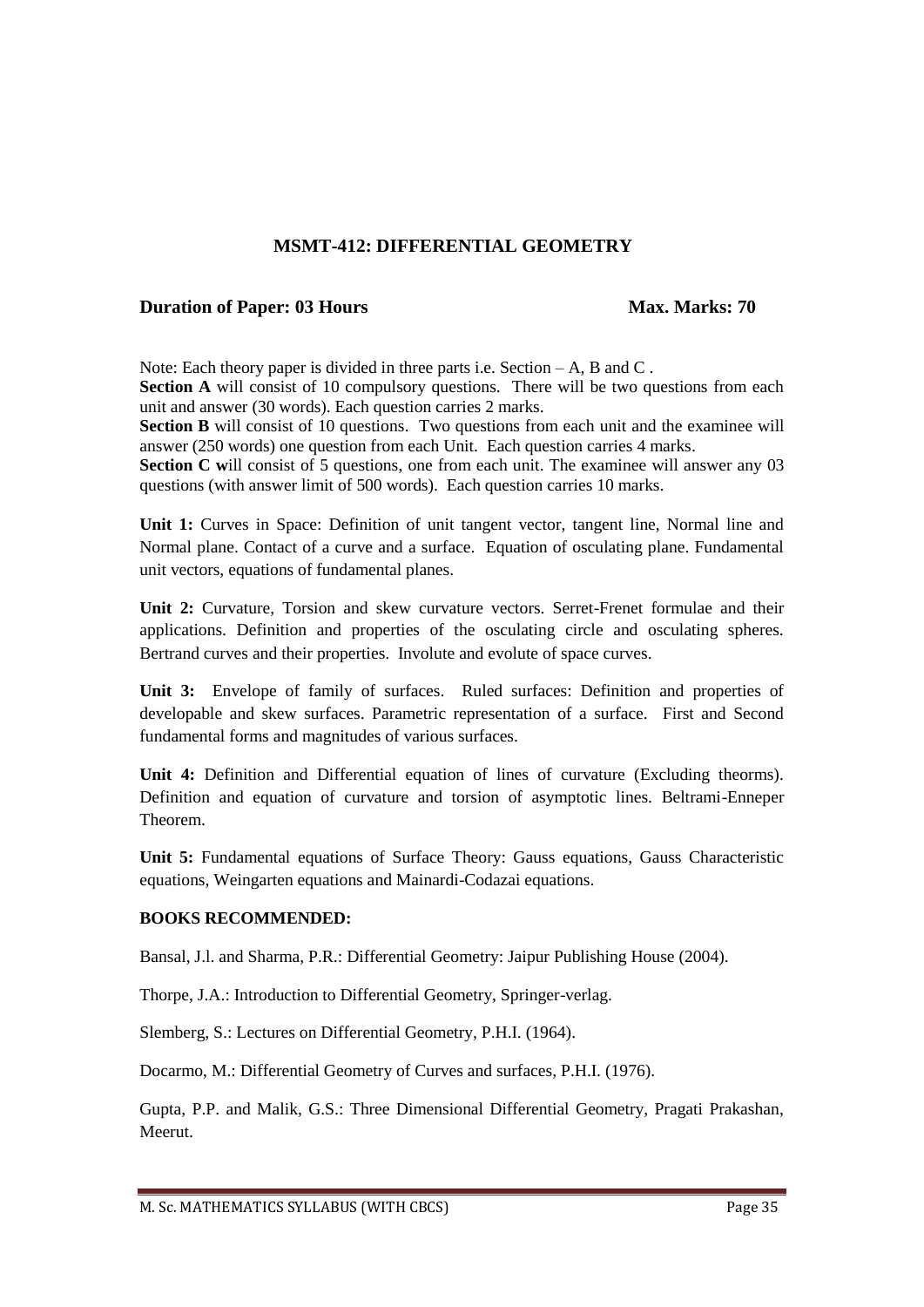## MSMT-412: DIFFERENTIAL GEOMETRY

**Duration of Paper: 03 Hours** **Max. Marks: 70**

Note: Each theory paper is divided in three parts i.e. Section – A, B and C .

**Section A** will consist of 10 compulsory questions. There will be two questions from each unit and answer (30 words). Each question carries 2 marks.

**Section B** will consist of 10 questions. Two questions from each unit and the examinee will answer (250 words) one question from each Unit. Each question carries 4 marks.

**Section C w**ill consist of 5 questions, one from each unit. The examinee will answer any 03 questions (with answer limit of 500 words). Each question carries 10 marks.

**Unit 1:** Curves in Space: Definition of unit tangent vector, tangent line, Normal line and Normal plane. Contact of a curve and a surface. Equation of osculating plane. Fundamental unit vectors, equations of fundamental planes.

**Unit 2:** Curvature, Torsion and skew curvature vectors. Serret-Frenet formulae and their applications. Definition and properties of the osculating circle and osculating spheres. Bertrand curves and their properties. Involute and evolute of space curves.

**Unit 3:** Envelope of family of surfaces. Ruled surfaces: Definition and properties of developable and skew surfaces. Parametric representation of a surface. First and Second fundamental forms and magnitudes of various surfaces.

**Unit 4:** Definition and Differential equation of lines of curvature (Excluding theorms). Definition and equation of curvature and torsion of asymptotic lines. Beltrami-Enneper Theorem.

**Unit 5:** Fundamental equations of Surface Theory: Gauss equations, Gauss Characteristic equations, Weingarten equations and Mainardi-Codazai equations.

**BOOKS RECOMMENDED:**

Bansal, J.l. and Sharma, P.R.: Differential Geometry: Jaipur Publishing House (2004).

Thorpe, J.A.: Introduction to Differential Geometry, Springer-verlag.

Slemberg, S.: Lectures on Differential Geometry, P.H.I. (1964).

Docarmo, M.: Differential Geometry of Curves and surfaces, P.H.I. (1976).

Gupta, P.P. and Malik, G.S.: Three Dimensional Differential Geometry, Pragati Prakashan, Meerut.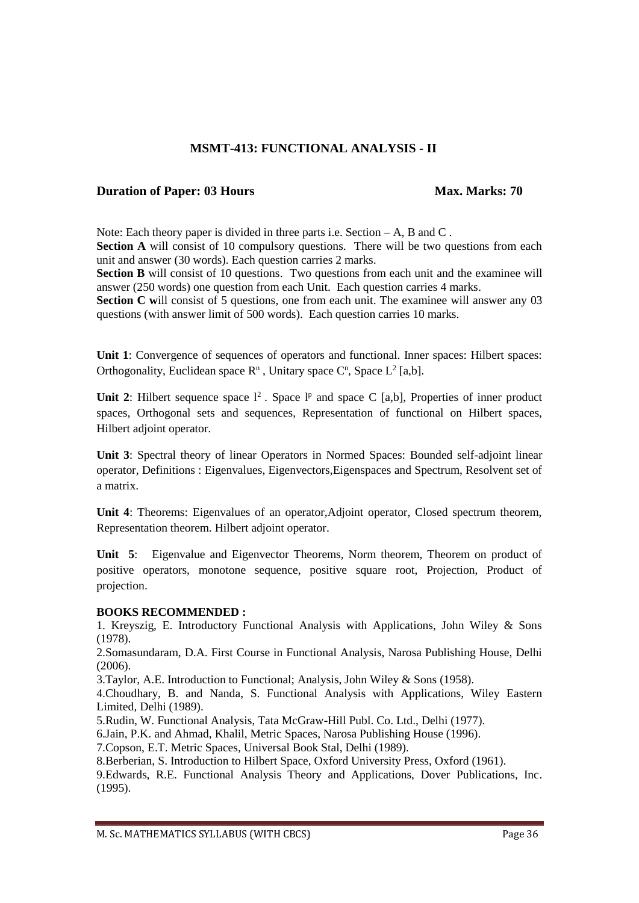## MSMT-413: FUNCTIONAL ANALYSIS - II

**Duration of Paper: 03 Hours** **Max. Marks: 70**

Note: Each theory paper is divided in three parts i.e. Section – A, B and C .

**Section A** will consist of 10 compulsory questions. There will be two questions from each unit and answer (30 words). Each question carries 2 marks.

**Section B** will consist of 10 questions. Two questions from each unit and the examinee will answer (250 words) one question from each Unit. Each question carries 4 marks.

**Section C w**ill consist of 5 questions, one from each unit. The examinee will answer any 03 questions (with answer limit of 500 words). Each question carries 10 marks.

**Unit 1**: Convergence of sequences of operators and functional. Inner spaces: Hilbert spaces: Orthogonality, Euclidean space $R^n$ , Unitary space $C^n$, Space $L^2$ [a,b].

**Unit 2**: Hilbert sequence space $l^2$ . Space $l^p$ and space C [a,b], Properties of inner product spaces, Orthogonal sets and sequences, Representation of functional on Hilbert spaces, Hilbert adjoint operator.

**Unit 3**: Spectral theory of linear Operators in Normed Spaces: Bounded self-adjoint linear operator, Definitions : Eigenvalues, Eigenvectors,Eigenspaces and Spectrum, Resolvent set of a matrix.

**Unit 4**: Theorems: Eigenvalues of an operator,Adjoint operator, Closed spectrum theorem, Representation theorem. Hilbert adjoint operator.

**Unit 5**: Eigenvalue and Eigenvector Theorems, Norm theorem, Theorem on product of positive operators, monotone sequence, positive square root, Projection, Product of projection.

**BOOKS RECOMMENDED :**

1. Kreyszig, E. Introductory Functional Analysis with Applications, John Wiley & Sons (1978).
2. Somasundaram, D.A. First Course in Functional Analysis, Narosa Publishing House, Delhi (2006).
3. Taylor, A.E. Introduction to Functional; Analysis, John Wiley & Sons (1958).
4. Choudhary, B. and Nanda, S. Functional Analysis with Applications, Wiley Eastern Limited, Delhi (1989).
5. Rudin, W. Functional Analysis, Tata McGraw-Hill Publ. Co. Ltd., Delhi (1977).
6. Jain, P.K. and Ahmad, Khalil, Metric Spaces, Narosa Publishing House (1996).
7. Copson, E.T. Metric Spaces, Universal Book Stal, Delhi (1989).
8. Berberian, S. Introduction to Hilbert Space, Oxford University Press, Oxford (1961).
9. Edwards, R.E. Functional Analysis Theory and Applications, Dover Publications, Inc. (1995).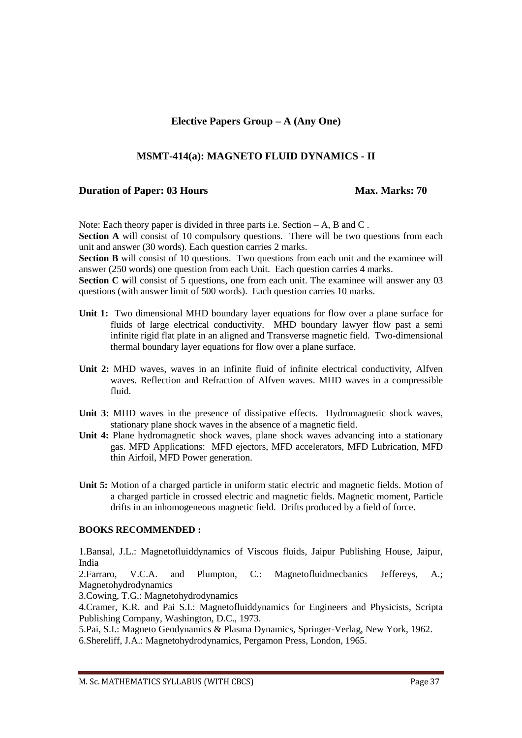## Elective Papers Group – A (Any One)

### MSMT-414(a): MAGNETO FLUID DYNAMICS - II

**Duration of Paper: 03 Hours** **Max. Marks: 70**

Note: Each theory paper is divided in three parts i.e. Section – A, B and C .

**Section A** will consist of 10 compulsory questions. There will be two questions from each unit and answer (30 words). Each question carries 2 marks.

**Section B** will consist of 10 questions. Two questions from each unit and the examinee will answer (250 words) one question from each Unit. Each question carries 4 marks.

**Section C w**ill consist of 5 questions, one from each unit. The examinee will answer any 03 questions (with answer limit of 500 words). Each question carries 10 marks.

**Unit 1:** Two dimensional MHD boundary layer equations for flow over a plane surface for fluids of large electrical conductivity. MHD boundary lawyer flow past a semi infinite rigid flat plate in an aligned and Transverse magnetic field. Two-dimensional thermal boundary layer equations for flow over a plane surface.

**Unit 2:** MHD waves, waves in an infinite fluid of infinite electrical conductivity, Alfven waves. Reflection and Refraction of Alfven waves. MHD waves in a compressible fluid.

**Unit 3:** MHD waves in the presence of dissipative effects. Hydromagnetic shock waves, stationary plane shock waves in the absence of a magnetic field.

**Unit 4:** Plane hydromagnetic shock waves, plane shock waves advancing into a stationary gas. MFD Applications: MFD ejectors, MFD accelerators, MFD Lubrication, MFD thin Airfoil, MFD Power generation.

**Unit 5:** Motion of a charged particle in uniform static electric and magnetic fields. Motion of a charged particle in crossed electric and magnetic fields. Magnetic moment, Particle drifts in an inhomogeneous magnetic field. Drifts produced by a field of force.

**BOOKS RECOMMENDED :**

1. Bansal, J.L.: Magnetofluiddynamics of Viscous fluids, Jaipur Publishing House, Jaipur, India
2. Farraro, V.C.A. and Plumpton, C.: Magnetofluidmecbanics Jeffereys, A.; Magnetohydrodynamics
3. Cowing, T.G.: Magnetohydrodynamics
4. Cramer, K.R. and Pai S.I.: Magnetofluiddynamics for Engineers and Physicists, Scripta Publishing Company, Washington, D.C., 1973.
5. Pai, S.I.: Magneto Geodynamics & Plasma Dynamics, Springer-Verlag, New York, 1962.
6. Shereliff, J.A.: Magnetohydrodynamics, Pergamon Press, London, 1965.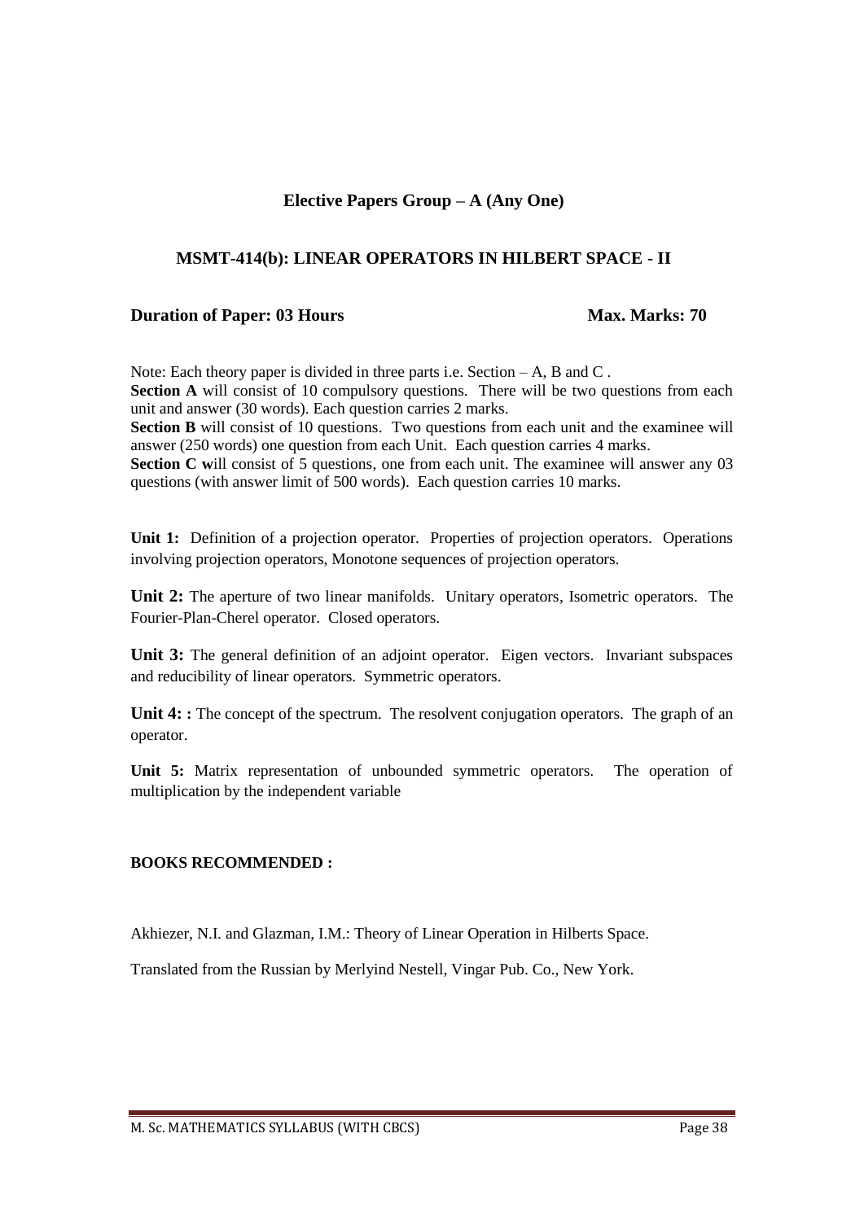## Elective Papers Group – A (Any One)

## MSMT-414(b): LINEAR OPERATORS IN HILBERT SPACE - II

**Duration of Paper: 03 Hours** **Max. Marks: 70**

Note: Each theory paper is divided in three parts i.e. Section – A, B and C .
**Section A** will consist of 10 compulsory questions. There will be two questions from each unit and answer (30 words). Each question carries 2 marks.
**Section B** will consist of 10 questions. Two questions from each unit and the examinee will answer (250 words) one question from each Unit. Each question carries 4 marks.
**Section C w**ill consist of 5 questions, one from each unit. The examinee will answer any 03 questions (with answer limit of 500 words). Each question carries 10 marks.

**Unit 1:** Definition of a projection operator. Properties of projection operators. Operations involving projection operators, Monotone sequences of projection operators.

**Unit 2:** The aperture of two linear manifolds. Unitary operators, Isometric operators. The Fourier-Plan-Cherel operator. Closed operators.

**Unit 3:** The general definition of an adjoint operator. Eigen vectors. Invariant subspaces and reducibility of linear operators. Symmetric operators.

**Unit 4: :** The concept of the spectrum. The resolvent conjugation operators. The graph of an operator.

**Unit 5:** Matrix representation of unbounded symmetric operators. The operation of multiplication by the independent variable

**BOOKS RECOMMENDED :**

Akhiezer, N.I. and Glazman, I.M.: Theory of Linear Operation in Hilberts Space.

Translated from the Russian by Merlyind Nestell, Vingar Pub. Co., New York.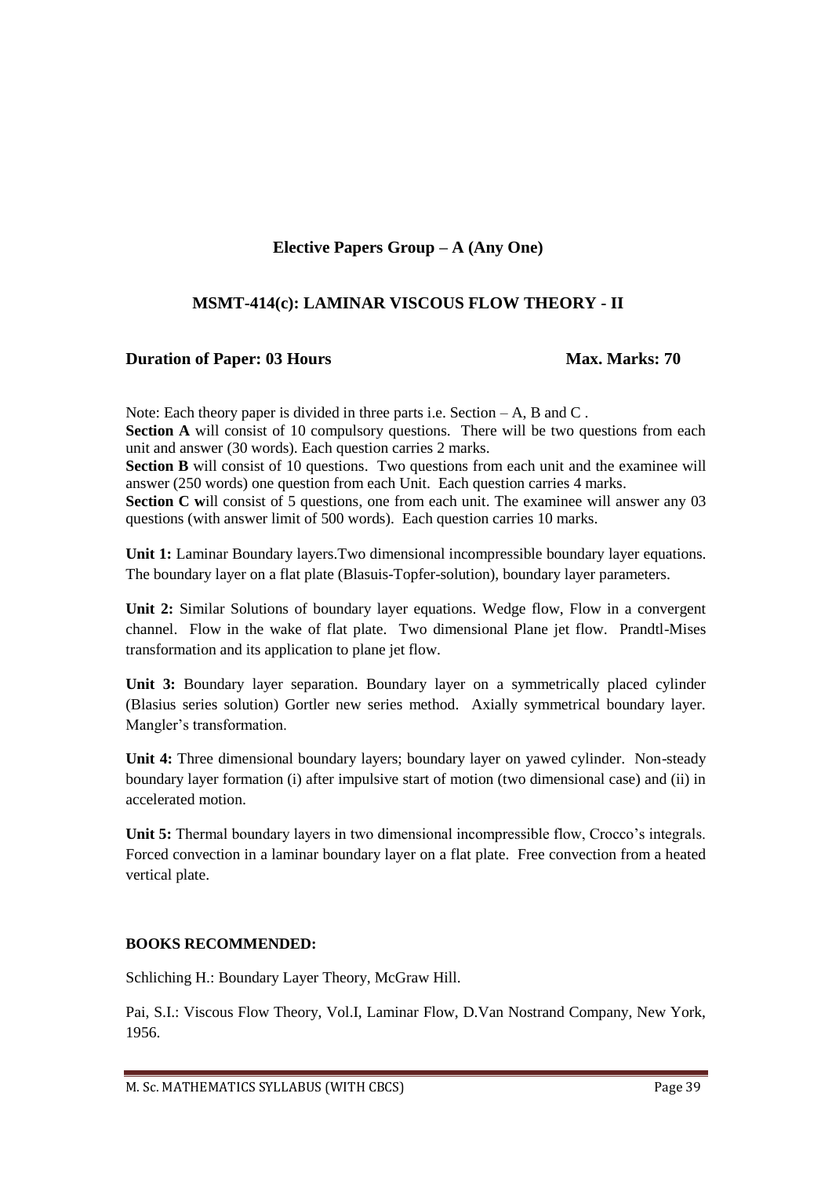## Elective Papers Group – A (Any One)

## MSMT-414(c): LAMINAR VISCOUS FLOW THEORY - II

**Duration of Paper: 03 Hours** **Max. Marks: 70**

Note: Each theory paper is divided in three parts i.e. Section – A, B and C .
**Section A** will consist of 10 compulsory questions. There will be two questions from each unit and answer (30 words). Each question carries 2 marks.
**Section B** will consist of 10 questions. Two questions from each unit and the examinee will answer (250 words) one question from each Unit. Each question carries 4 marks.
**Section C w**ill consist of 5 questions, one from each unit. The examinee will answer any 03 questions (with answer limit of 500 words). Each question carries 10 marks.

**Unit 1:** Laminar Boundary layers.Two dimensional incompressible boundary layer equations. The boundary layer on a flat plate (Blasuis-Topfer-solution), boundary layer parameters.

**Unit 2:** Similar Solutions of boundary layer equations. Wedge flow, Flow in a convergent channel. Flow in the wake of flat plate. Two dimensional Plane jet flow. Prandtl-Mises transformation and its application to plane jet flow.

**Unit 3:** Boundary layer separation. Boundary layer on a symmetrically placed cylinder (Blasius series solution) Gortler new series method. Axially symmetrical boundary layer. Mangler's transformation.

**Unit 4:** Three dimensional boundary layers; boundary layer on yawed cylinder. Non-steady boundary layer formation (i) after impulsive start of motion (two dimensional case) and (ii) in accelerated motion.

**Unit 5:** Thermal boundary layers in two dimensional incompressible flow, Crocco's integrals. Forced convection in a laminar boundary layer on a flat plate. Free convection from a heated vertical plate.

**BOOKS RECOMMENDED:**

Schliching H.: Boundary Layer Theory, McGraw Hill.

Pai, S.I.: Viscous Flow Theory, Vol.I, Laminar Flow, D.Van Nostrand Company, New York, 1956.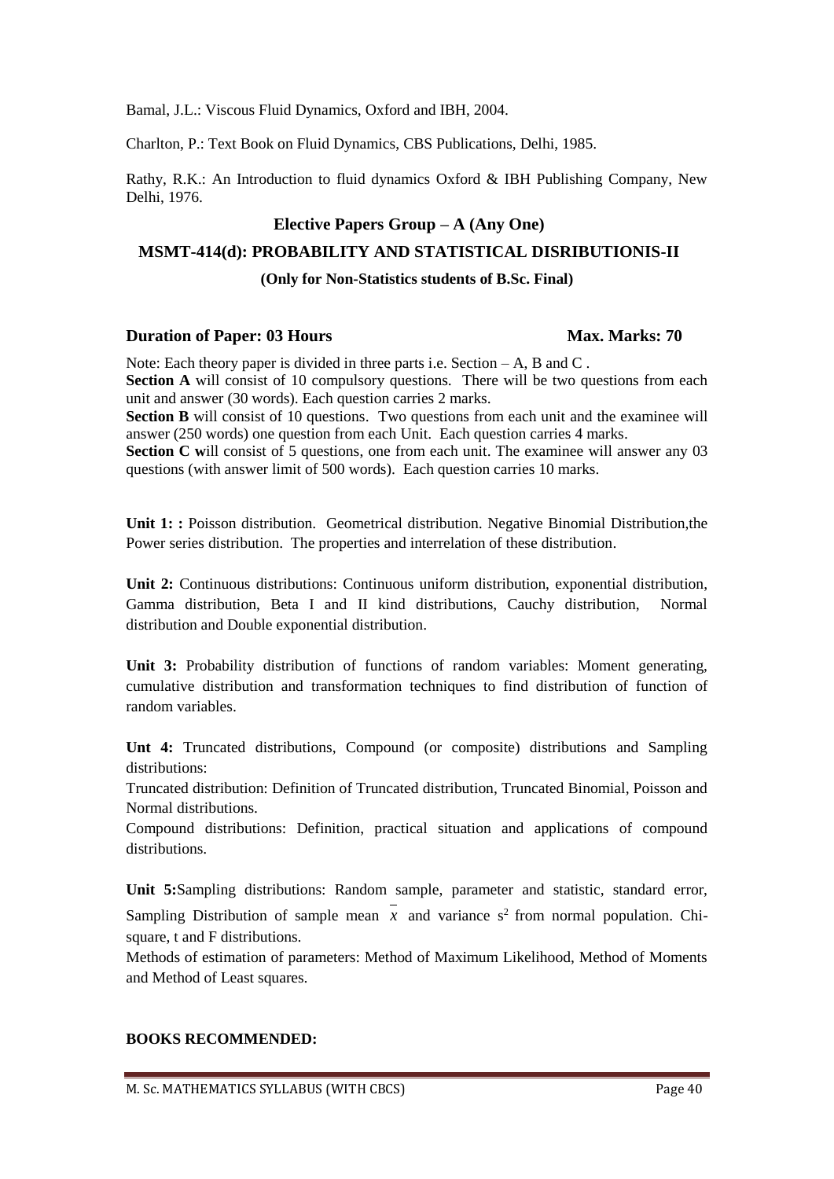Bamal, J.L.: Viscous Fluid Dynamics, Oxford and IBH, 2004.

Charlton, P.: Text Book on Fluid Dynamics, CBS Publications, Delhi, 1985.

Rathy, R.K.: An Introduction to fluid dynamics Oxford & IBH Publishing Company, New Delhi, 1976.

## Elective Papers Group – A (Any One)

## MSMT-414(d): PROBABILITY AND STATISTICAL DISRIBUTIONIS-II

**(Only for Non-Statistics students of B.Sc. Final)**

**Duration of Paper: 03 Hours** **Max. Marks: 70**

Note: Each theory paper is divided in three parts i.e. Section – A, B and C .
**Section A** will consist of 10 compulsory questions. There will be two questions from each unit and answer (30 words). Each question carries 2 marks.
**Section B** will consist of 10 questions. Two questions from each unit and the examinee will answer (250 words) one question from each Unit. Each question carries 4 marks.
**Section C w**ill consist of 5 questions, one from each unit. The examinee will answer any 03 questions (with answer limit of 500 words). Each question carries 10 marks.

**Unit 1: :** Poisson distribution. Geometrical distribution. Negative Binomial Distribution,the Power series distribution. The properties and interrelation of these distribution.

**Unit 2:** Continuous distributions: Continuous uniform distribution, exponential distribution, Gamma distribution, Beta I and II kind distributions, Cauchy distribution, Normal distribution and Double exponential distribution.

**Unit 3:** Probability distribution of functions of random variables: Moment generating, cumulative distribution and transformation techniques to find distribution of function of random variables.

**Unt 4:** Truncated distributions, Compound (or composite) distributions and Sampling distributions:
Truncated distribution: Definition of Truncated distribution, Truncated Binomial, Poisson and Normal distributions.
Compound distributions: Definition, practical situation and applications of compound distributions.

**Unit 5:**Sampling distributions: Random sample, parameter and statistic, standard error, Sampling Distribution of sample mean $\bar{x}$ and variance $s^2$ from normal population. Chi-square, t and F distributions.
Methods of estimation of parameters: Method of Maximum Likelihood, Method of Moments and Method of Least squares.

**BOOKS RECOMMENDED:**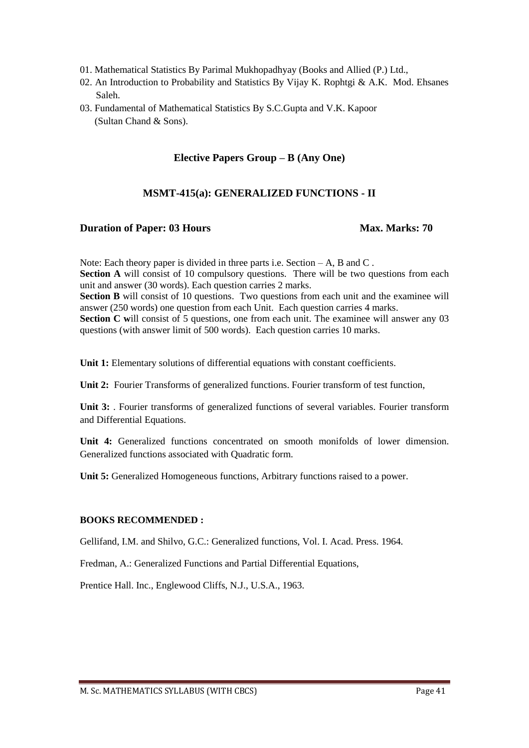01. Mathematical Statistics By Parimal Mukhopadhyay (Books and Allied (P.) Ltd.,
02. An Introduction to Probability and Statistics By Vijay K. Rophtgi & A.K. Mod. Ehsanes Saleh.
03. Fundamental of Mathematical Statistics By S.C.Gupta and V.K. Kapoor (Sultan Chand & Sons).

## Elective Papers Group – B (Any One)

### MSMT-415(a): GENERALIZED FUNCTIONS - II

**Duration of Paper: 03 Hours** **Max. Marks: 70**

Note: Each theory paper is divided in three parts i.e. Section – A, B and C .
**Section A** will consist of 10 compulsory questions. There will be two questions from each unit and answer (30 words). Each question carries 2 marks.
**Section B** will consist of 10 questions. Two questions from each unit and the examinee will answer (250 words) one question from each Unit. Each question carries 4 marks.
**Section C w**ill consist of 5 questions, one from each unit. The examinee will answer any 03 questions (with answer limit of 500 words). Each question carries 10 marks.

**Unit 1:** Elementary solutions of differential equations with constant coefficients.

**Unit 2:** Fourier Transforms of generalized functions. Fourier transform of test function,

**Unit 3:** . Fourier transforms of generalized functions of several variables. Fourier transform and Differential Equations.

**Unit 4:** Generalized functions concentrated on smooth monifolds of lower dimension. Generalized functions associated with Quadratic form.

**Unit 5:** Generalized Homogeneous functions, Arbitrary functions raised to a power.

**BOOKS RECOMMENDED :**

Gellifand, I.M. and Shilvo, G.C.: Generalized functions, Vol. I. Acad. Press. 1964.

Fredman, A.: Generalized Functions and Partial Differential Equations,

Prentice Hall. Inc., Englewood Cliffs, N.J., U.S.A., 1963.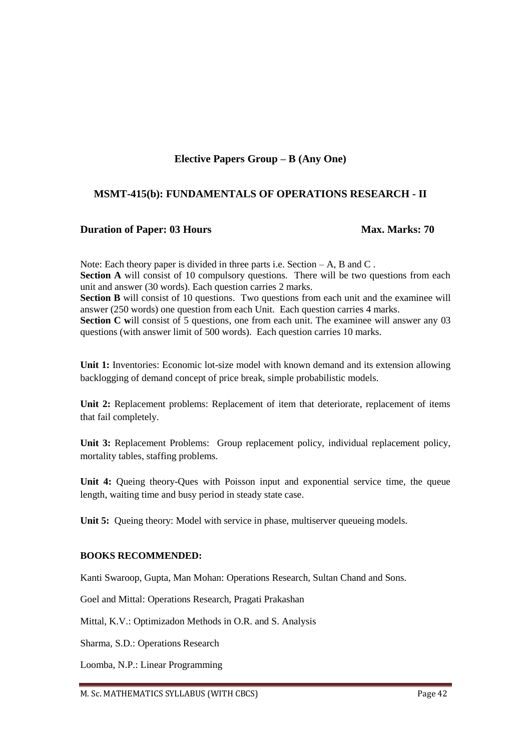## Elective Papers Group – B (Any One)

## MSMT-415(b): FUNDAMENTALS OF OPERATIONS RESEARCH - II

**Duration of Paper: 03 Hours** **Max. Marks: 70**

Note: Each theory paper is divided in three parts i.e. Section – A, B and C .
**Section A** will consist of 10 compulsory questions. There will be two questions from each unit and answer (30 words). Each question carries 2 marks.
**Section B** will consist of 10 questions. Two questions from each unit and the examinee will answer (250 words) one question from each Unit. Each question carries 4 marks.
**Section C w**ill consist of 5 questions, one from each unit. The examinee will answer any 03 questions (with answer limit of 500 words). Each question carries 10 marks.

**Unit 1:** Inventories: Economic lot-size model with known demand and its extension allowing backlogging of demand concept of price break, simple probabilistic models.

**Unit 2:** Replacement problems: Replacement of item that deteriorate, replacement of items that fail completely.

**Unit 3:** Replacement Problems: Group replacement policy, individual replacement policy, mortality tables, staffing problems.

**Unit 4:** Queing theory-Ques with Poisson input and exponential service time, the queue length, waiting time and busy period in steady state case.

**Unit 5:** Queing theory: Model with service in phase, multiserver queueing models.

**BOOKS RECOMMENDED:**

Kanti Swaroop, Gupta, Man Mohan: Operations Research, Sultan Chand and Sons.

Goel and Mittal: Operations Research, Pragati Prakashan

Mittal, K.V.: Optimizadon Methods in O.R. and S. Analysis

Sharma, S.D.: Operations Research

Loomba, N.P.: Linear Programming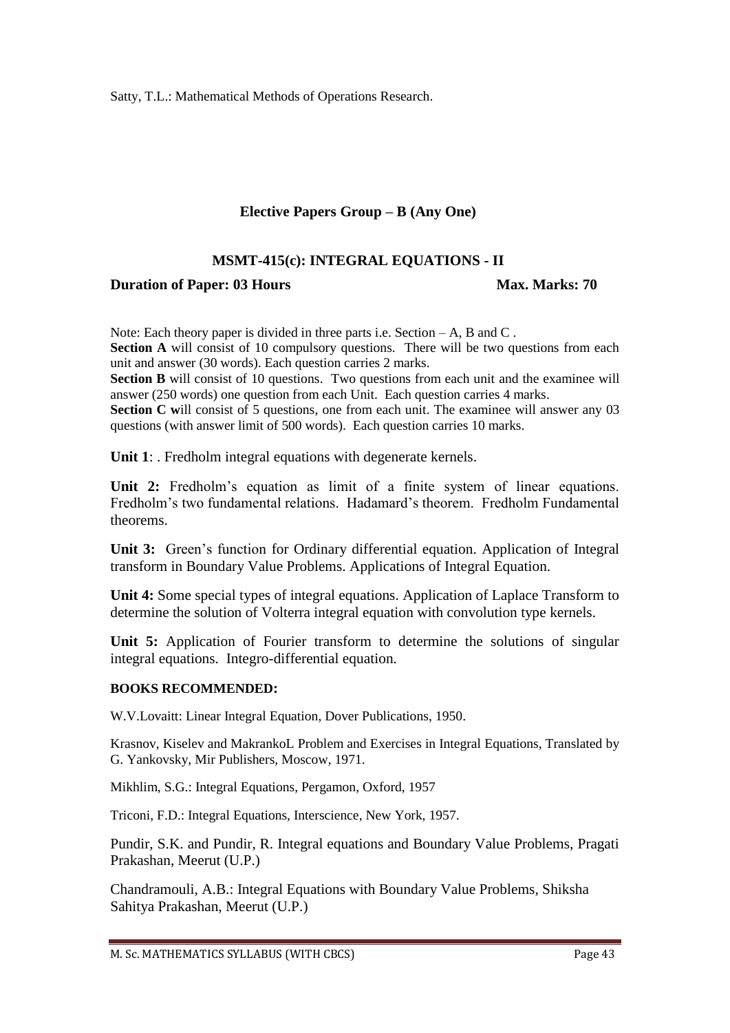Satty, T.L.: Mathematical Methods of Operations Research.

## Elective Papers Group – B (Any One)

### MSMT-415(c): INTEGRAL EQUATIONS - II

**Duration of Paper: 03 Hours** **Max. Marks: 70**

Note: Each theory paper is divided in three parts i.e. Section – A, B and C .
**Section A** will consist of 10 compulsory questions. There will be two questions from each unit and answer (30 words). Each question carries 2 marks.
**Section B** will consist of 10 questions. Two questions from each unit and the examinee will answer (250 words) one question from each Unit. Each question carries 4 marks.
**Section C w**ill consist of 5 questions, one from each unit. The examinee will answer any 03 questions (with answer limit of 500 words). Each question carries 10 marks.

**Unit 1**: . Fredholm integral equations with degenerate kernels.

**Unit 2:** Fredholm's equation as limit of a finite system of linear equations. Fredholm's two fundamental relations. Hadamard's theorem. Fredholm Fundamental theorems.

**Unit 3:** Green's function for Ordinary differential equation. Application of Integral transform in Boundary Value Problems. Applications of Integral Equation.

**Unit 4:** Some special types of integral equations. Application of Laplace Transform to determine the solution of Volterra integral equation with convolution type kernels.

**Unit 5:** Application of Fourier transform to determine the solutions of singular integral equations. Integro-differential equation.

**BOOKS RECOMMENDED:**

W.V.Lovaitt: Linear Integral Equation, Dover Publications, 1950.

Krasnov, Kiselev and MakrankoL Problem and Exercises in Integral Equations, Translated by G. Yankovsky, Mir Publishers, Moscow, 1971.

Mikhlim, S.G.: Integral Equations, Pergamon, Oxford, 1957

Triconi, F.D.: Integral Equations, Interscience, New York, 1957.

Pundir, S.K. and Pundir, R. Integral equations and Boundary Value Problems, Pragati Prakashan, Meerut (U.P.)

Chandramouli, A.B.: Integral Equations with Boundary Value Problems, Shiksha Sahitya Prakashan, Meerut (U.P.)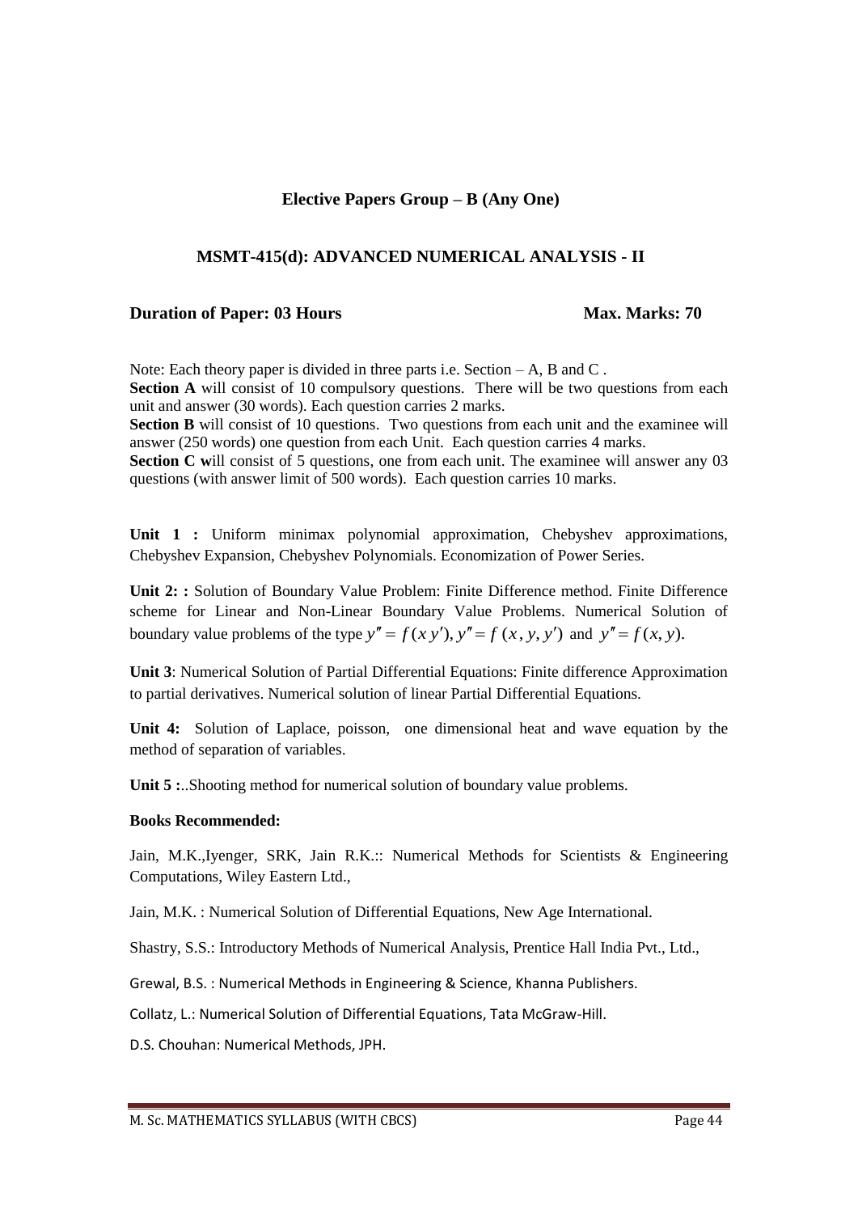## Elective Papers Group – B (Any One)

### MSMT-415(d): ADVANCED NUMERICAL ANALYSIS - II

**Duration of Paper: 03 Hours** **Max. Marks: 70**

Note: Each theory paper is divided in three parts i.e. Section – A, B and C .
**Section A** will consist of 10 compulsory questions. There will be two questions from each unit and answer (30 words). Each question carries 2 marks.
**Section B** will consist of 10 questions. Two questions from each unit and the examinee will answer (250 words) one question from each Unit. Each question carries 4 marks.
**Section C w**ill consist of 5 questions, one from each unit. The examinee will answer any 03 questions (with answer limit of 500 words). Each question carries 10 marks.

**Unit 1 :** Uniform minimax polynomial approximation, Chebyshev approximations, Chebyshev Expansion, Chebyshev Polynomials. Economization of Power Series.

**Unit 2: :** Solution of Boundary Value Problem: Finite Difference method. Finite Difference scheme for Linear and Non-Linear Boundary Value Problems. Numerical Solution of boundary value problems of the type $y'' = f(x\, y'), y'' = f\,(x, y, y')$ and $y'' = f\,(x, y).$

**Unit 3**: Numerical Solution of Partial Differential Equations: Finite difference Approximation to partial derivatives. Numerical solution of linear Partial Differential Equations.

**Unit 4:** Solution of Laplace, poisson, one dimensional heat and wave equation by the method of separation of variables.

**Unit 5 :**..Shooting method for numerical solution of boundary value problems.

**Books Recommended:**

Jain, M.K.,Iyenger, SRK, Jain R.K.:: Numerical Methods for Scientists & Engineering Computations, Wiley Eastern Ltd.,

Jain, M.K. : Numerical Solution of Differential Equations, New Age International.

Shastry, S.S.: Introductory Methods of Numerical Analysis, Prentice Hall India Pvt., Ltd.,

Grewal, B.S. : Numerical Methods in Engineering & Science, Khanna Publishers.

Collatz, L.: Numerical Solution of Differential Equations, Tata McGraw-Hill.

D.S. Chouhan: Numerical Methods, JPH.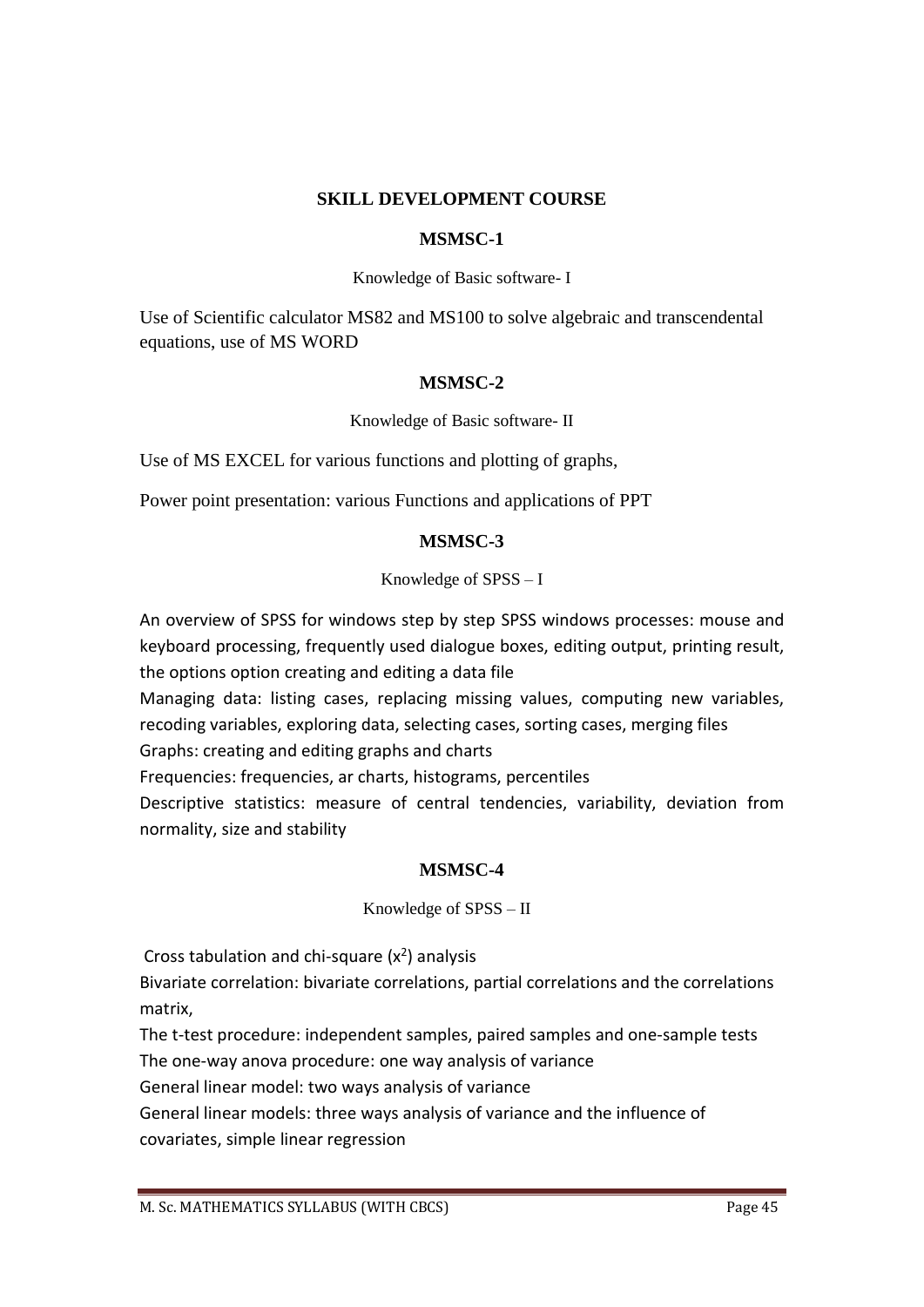## SKILL DEVELOPMENT COURSE

### MSMSC-1

Knowledge of Basic software- I

Use of Scientific calculator MS82 and MS100 to solve algebraic and transcendental equations, use of MS WORD

### MSMSC-2

Knowledge of Basic software- II

Use of MS EXCEL for various functions and plotting of graphs,

Power point presentation: various Functions and applications of PPT

### MSMSC-3

Knowledge of SPSS – I

An overview of SPSS for windows step by step SPSS windows processes: mouse and keyboard processing, frequently used dialogue boxes, editing output, printing result, the options option creating and editing a data file

Managing data: listing cases, replacing missing values, computing new variables, recoding variables, exploring data, selecting cases, sorting cases, merging files

Graphs: creating and editing graphs and charts

Frequencies: frequencies, ar charts, histograms, percentiles

Descriptive statistics: measure of central tendencies, variability, deviation from normality, size and stability

### MSMSC-4

Knowledge of SPSS – II

Cross tabulation and chi-square ($x^2$) analysis

Bivariate correlation: bivariate correlations, partial correlations and the correlations matrix,

The t-test procedure: independent samples, paired samples and one-sample tests

The one-way anova procedure: one way analysis of variance

General linear model: two ways analysis of variance

General linear models: three ways analysis of variance and the influence of covariates, simple linear regression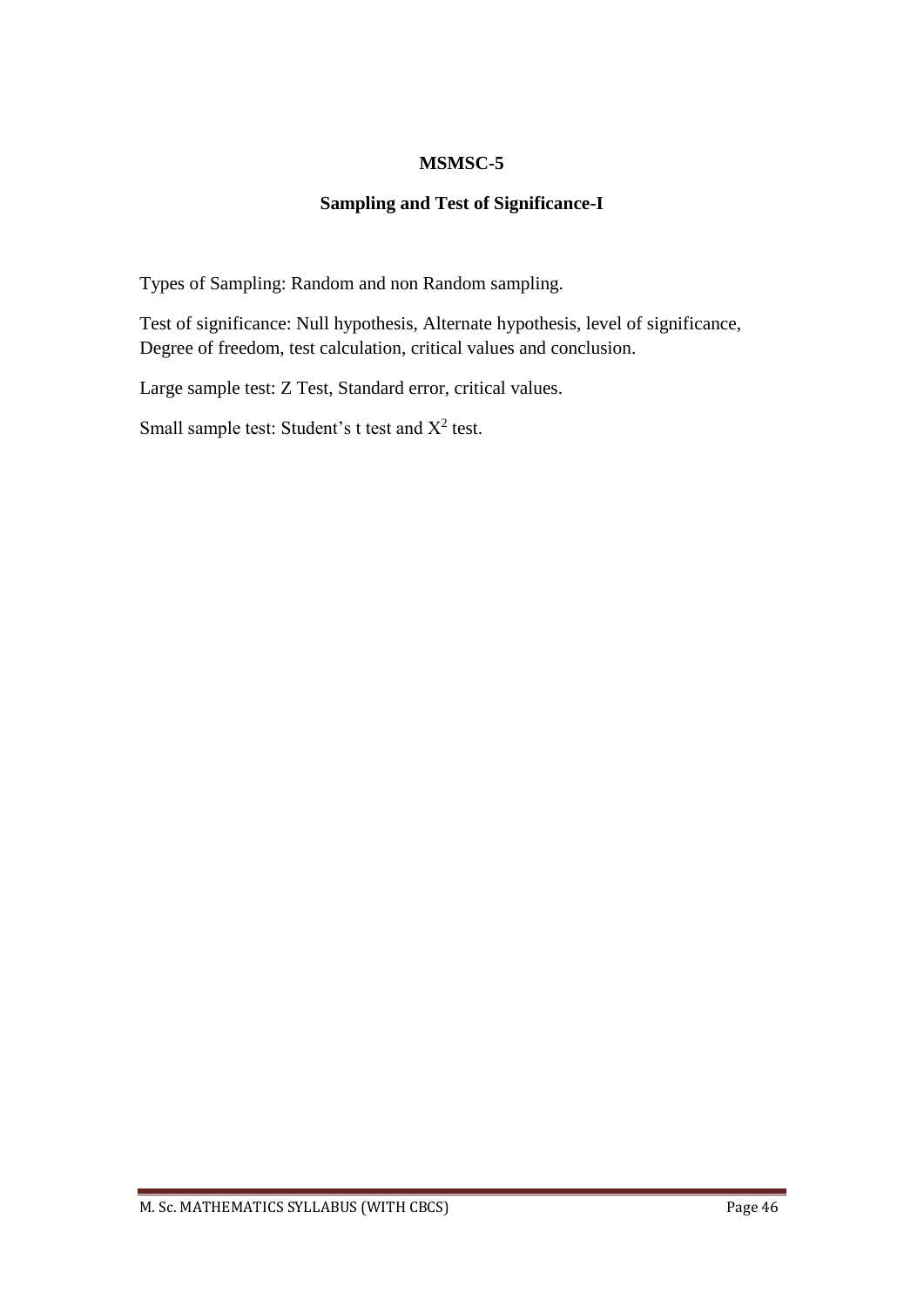**MSMSC-5**

**Sampling and Test of Significance-I**

Types of Sampling: Random and non Random sampling.

Test of significance: Null hypothesis, Alternate hypothesis, level of significance, Degree of freedom, test calculation, critical values and conclusion.

Large sample test: Z Test, Standard error, critical values.

Small sample test: Student's t test and $X^2$ test.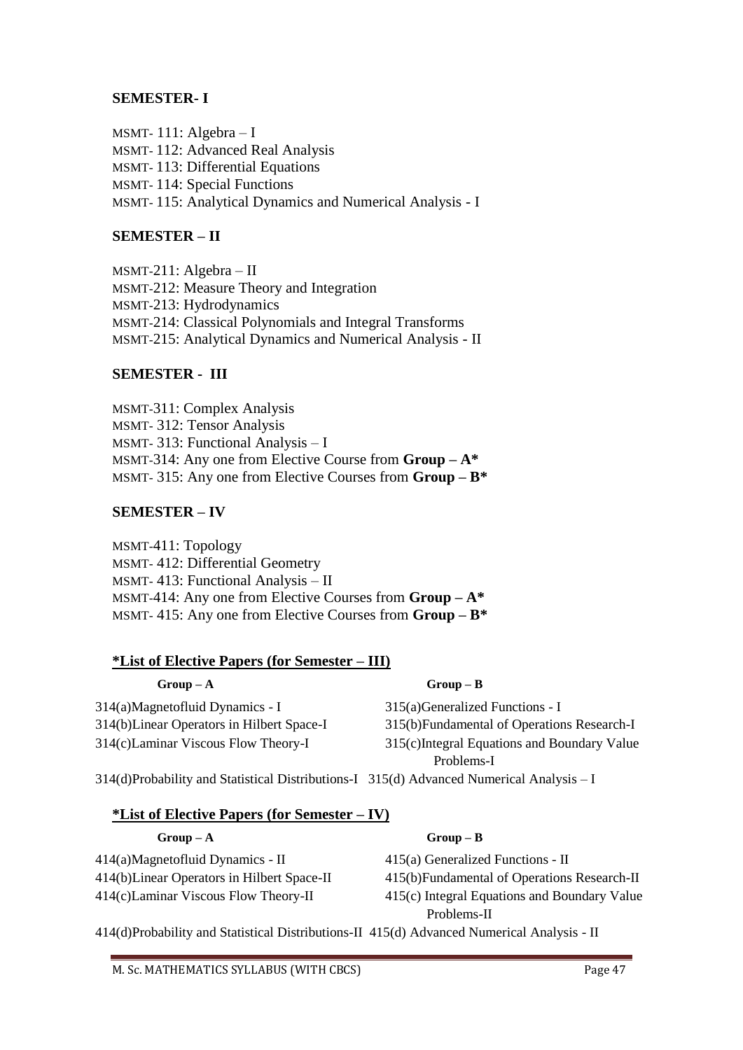## SEMESTER- I

MSMT- 111: Algebra – I
MSMT- 112: Advanced Real Analysis
MSMT- 113: Differential Equations
MSMT- 114: Special Functions
MSMT- 115: Analytical Dynamics and Numerical Analysis - I

## SEMESTER – II

MSMT-211: Algebra – II
MSMT-212: Measure Theory and Integration
MSMT-213: Hydrodynamics
MSMT-214: Classical Polynomials and Integral Transforms
MSMT-215: Analytical Dynamics and Numerical Analysis - II

## SEMESTER - III

MSMT-311: Complex Analysis
MSMT- 312: Tensor Analysis
MSMT- 313: Functional Analysis – I
MSMT-314: Any one from Elective Course from **Group – A***
MSMT- 315: Any one from Elective Courses from **Group – B***

## SEMESTER – IV

MSMT-411: Topology
MSMT- 412: Differential Geometry
MSMT- 413: Functional Analysis – II
MSMT-414: Any one from Elective Courses from **Group – A***
MSMT- 415: Any one from Elective Courses from **Group – B***

### *List of Elective Papers (for Semester – III)

| Group – A | Group – B |
|---|---|
| 314(a)Magnetofluid Dynamics - I | 315(a)Generalized Functions - I |
| 314(b)Linear Operators in Hilbert Space-I | 315(b)Fundamental of Operations Research-I |
| 314(c)Laminar Viscous Flow Theory-I | 315(c)Integral Equations and Boundary Value Problems-I |
| 314(d)Probability and Statistical Distributions-I | 315(d) Advanced Numerical Analysis – I |

### *List of Elective Papers (for Semester – IV)

| Group – A | Group – B |
|---|---|
| 414(a)Magnetofluid Dynamics - II | 415(a) Generalized Functions - II |
| 414(b)Linear Operators in Hilbert Space-II | 415(b)Fundamental of Operations Research-II |
| 414(c)Laminar Viscous Flow Theory-II | 415(c) Integral Equations and Boundary Value Problems-II |
| 414(d)Probability and Statistical Distributions-II | 415(d) Advanced Numerical Analysis - II |